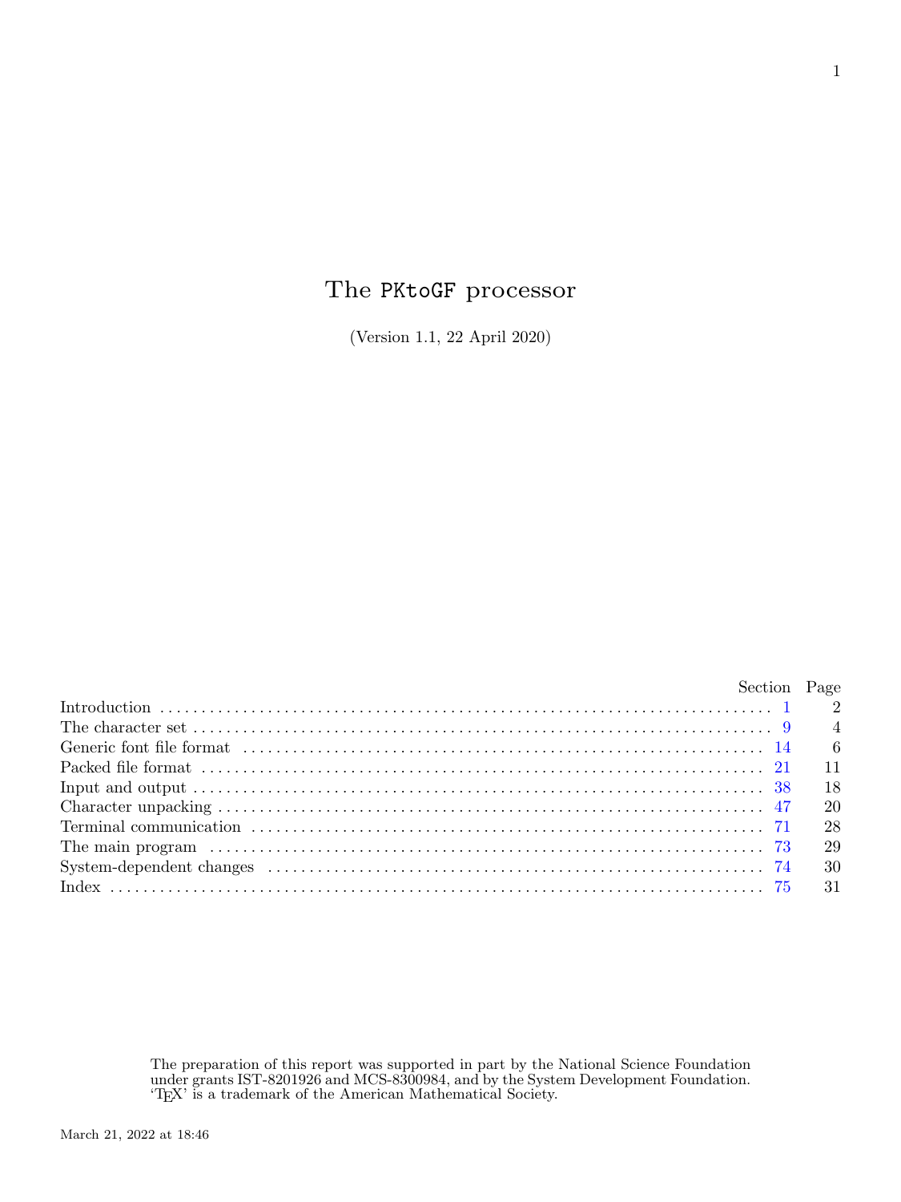# The PKtoGF processor

(Version 1.1, 22 April 2020)

| | Section | Page |
|---|---|---|
| Introduction | 1 | 2 |
| The character set | 9 | 4 |
| Generic font file format | 14 | 6 |
| Packed file format | 21 | 11 |
| Input and output | 38 | 18 |
| Character unpacking | 47 | 20 |
| Terminal communication | 71 | 28 |
| The main program | 73 | 29 |
| System-dependent changes | 74 | 30 |
| Index | 75 | 31 |

The preparation of this report was supported in part by the National Science Foundation under grants IST-8201926 and MCS-8300984, and by the System Development Foundation. 'TeX' is a trademark of the American Mathematical Society.

March 21, 2022 at 18:46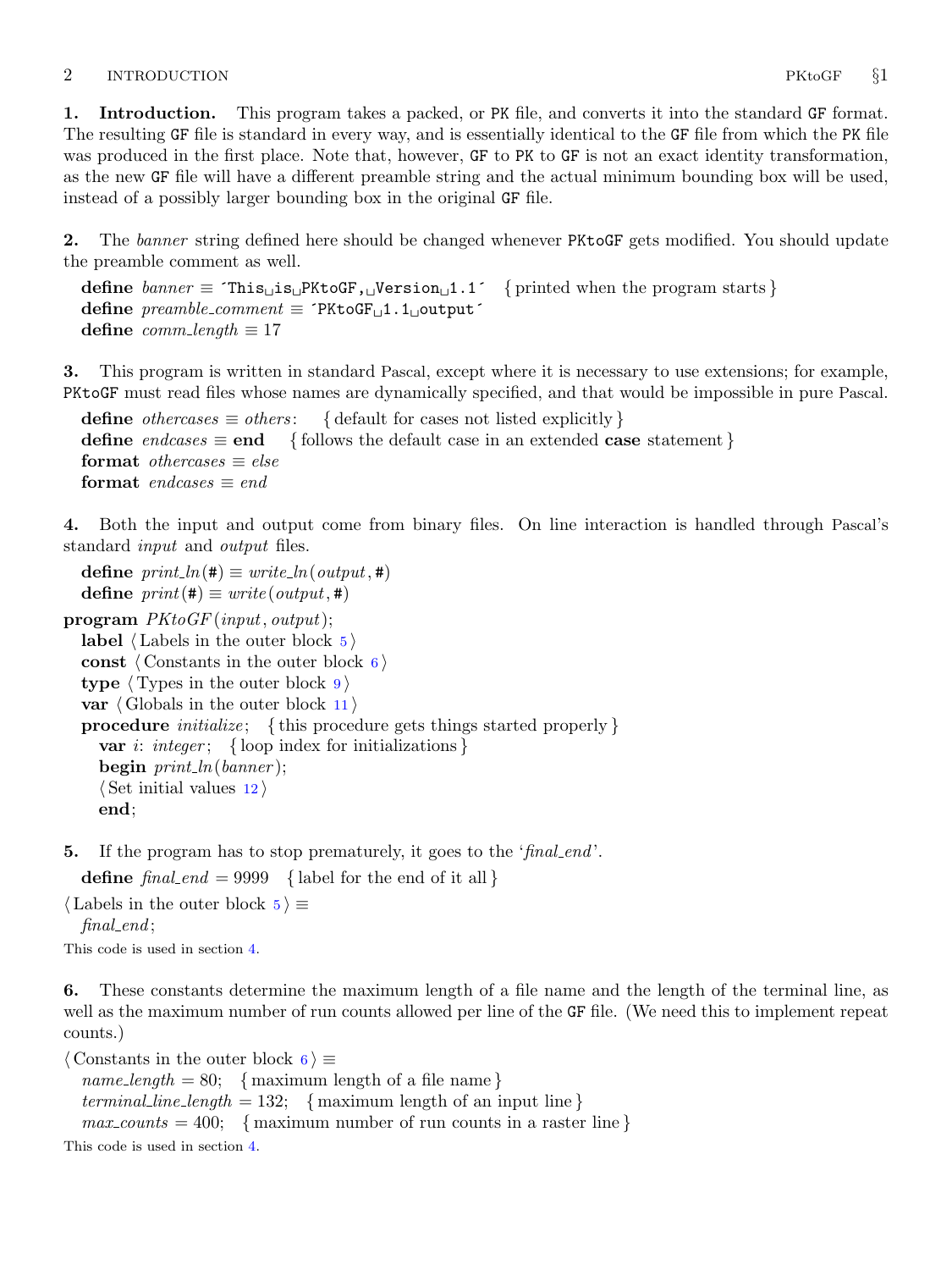**1. Introduction.** This program takes a packed, or PK file, and converts it into the standard GF format. The resulting GF file is standard in every way, and is essentially identical to the GF file from which the PK file was produced in the first place. Note that, however, GF to PK to GF is not an exact identity transformation, as the new GF file will have a different preamble string and the actual minimum bounding box will be used, instead of a possibly larger bounding box in the original GF file.

**2.** The *banner* string defined here should be changed whenever PKtoGF gets modified. You should update the preamble comment as well.

```
define banner ≡ ´This␣is␣PKtoGF,␣Version␣1.1´   { printed when the program starts }
define preamble_comment ≡ ´PKtoGF␣1.1␣output´
define comm_length ≡ 17
```

**3.** This program is written in standard Pascal, except where it is necessary to use extensions; for example, PKtoGF must read files whose names are dynamically specified, and that would be impossible in pure Pascal.

```
define othercases ≡ others:   { default for cases not listed explicitly }
define endcases ≡ end   { follows the default case in an extended case statement }
format othercases ≡ else
format endcases ≡ end
```

**4.** Both the input and output come from binary files. On line interaction is handled through Pascal's standard *input* and *output* files.

```
define print_ln(#) ≡ write_ln(output, #)
define print(#) ≡ write(output, #)

program PKtoGF(input, output);
  label ⟨Labels in the outer block 5⟩
  const ⟨Constants in the outer block 6⟩
  type ⟨Types in the outer block 9⟩
  var ⟨Globals in the outer block 11⟩
  procedure initialize;   { this procedure gets things started properly }
    var i: integer;   { loop index for initializations }
    begin print_ln(banner);
    ⟨Set initial values 12⟩
    end;
```

**5.** If the program has to stop prematurely, it goes to the '*final_end*'.

```
define final_end = 9999   { label for the end of it all }

⟨Labels in the outer block 5⟩ ≡
  final_end;
```

This code is used in section 4.

**6.** These constants determine the maximum length of a file name and the length of the terminal line, as well as the maximum number of run counts allowed per line of the GF file. (We need this to implement repeat counts.)

```
⟨Constants in the outer block 6⟩ ≡
  name_length = 80;   { maximum length of a file name }
  terminal_line_length = 132;   { maximum length of an input line }
  max_counts = 400;   { maximum number of run counts in a raster line }
```

This code is used in section 4.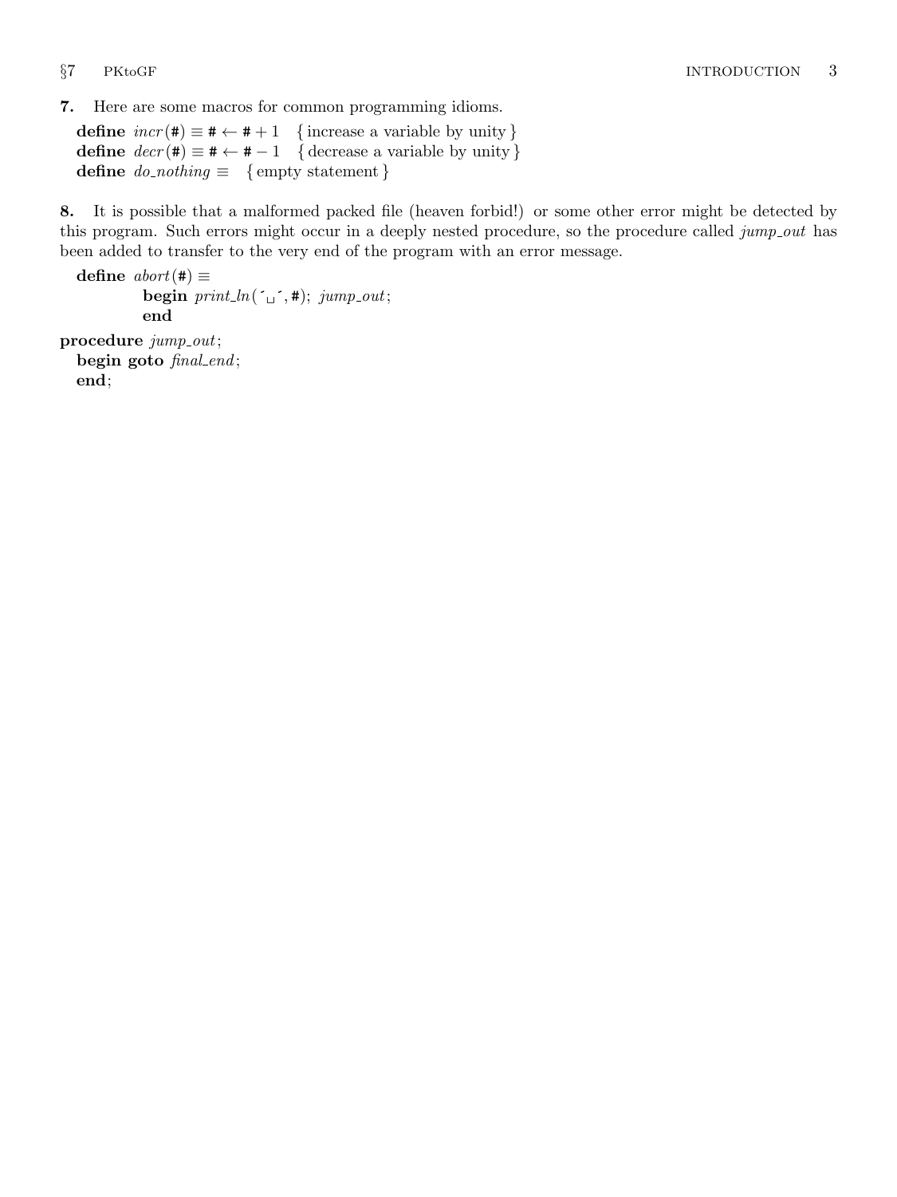**7.** Here are some macros for common programming idioms.

**define** *incr*(#) ≡ # ← # + 1 { increase a variable by unity }
**define** *decr*(#) ≡ # ← # − 1 { decrease a variable by unity }
**define** *do_nothing* ≡ { empty statement }

**8.** It is possible that a malformed packed file (heaven forbid!) or some other error might be detected by this program. Such errors might occur in a deeply nested procedure, so the procedure called *jump_out* has been added to transfer to the very end of the program with an error message.

**define** *abort*(#) ≡
  **begin** *print_ln*(´␣´, #); *jump_out*;
  **end**

**procedure** *jump_out*;
  **begin goto** *final_end*;
  **end**;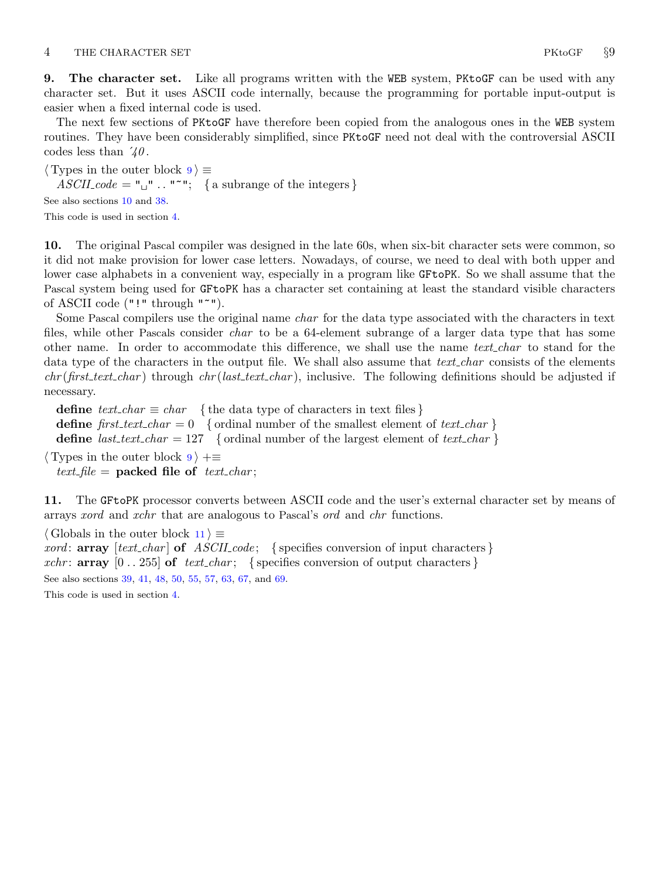**9. The character set.** Like all programs written with the WEB system, PKtoGF can be used with any character set. But it uses ASCII code internally, because the programming for portable input-output is easier when a fixed internal code is used.

The next few sections of PKtoGF have therefore been copied from the analogous ones in the WEB system routines. They have been considerably simplified, since PKtoGF need not deal with the controversial ASCII codes less than ´*40*.

⟨Types in the outer block 9⟩ ≡
  *ASCII_code* = "␣" . . "~"; { a subrange of the integers }

See also sections 10 and 38.

This code is used in section 4.

**10.** The original Pascal compiler was designed in the late 60s, when six-bit character sets were common, so it did not make provision for lower case letters. Nowadays, of course, we need to deal with both upper and lower case alphabets in a convenient way, especially in a program like GFtoPK. So we shall assume that the Pascal system being used for GFtoPK has a character set containing at least the standard visible characters of ASCII code ("!" through "~").

Some Pascal compilers use the original name *char* for the data type associated with the characters in text files, while other Pascals consider *char* to be a 64-element subrange of a larger data type that has some other name. In order to accommodate this difference, we shall use the name *text_char* to stand for the data type of the characters in the output file. We shall also assume that *text_char* consists of the elements *chr*(*first_text_char*) through *chr*(*last_text_char*), inclusive. The following definitions should be adjusted if necessary.

  **define** *text_char* ≡ *char* { the data type of characters in text files }
  **define** *first_text_char* = 0 { ordinal number of the smallest element of *text_char* }
  **define** *last_text_char* = 127 { ordinal number of the largest element of *text_char* }

⟨Types in the outer block 9⟩ +≡
  *text_file* = **packed file of** *text_char*;

**11.** The GFtoPK processor converts between ASCII code and the user's external character set by means of arrays *xord* and *xchr* that are analogous to Pascal's *ord* and *chr* functions.

⟨Globals in the outer block 11⟩ ≡
*xord*: **array** [*text_char*] **of** *ASCII_code*; { specifies conversion of input characters }
*xchr*: **array** [0 . . 255] **of** *text_char*; { specifies conversion of output characters }

See also sections 39, 41, 48, 50, 55, 57, 63, 67, and 69.

This code is used in section 4.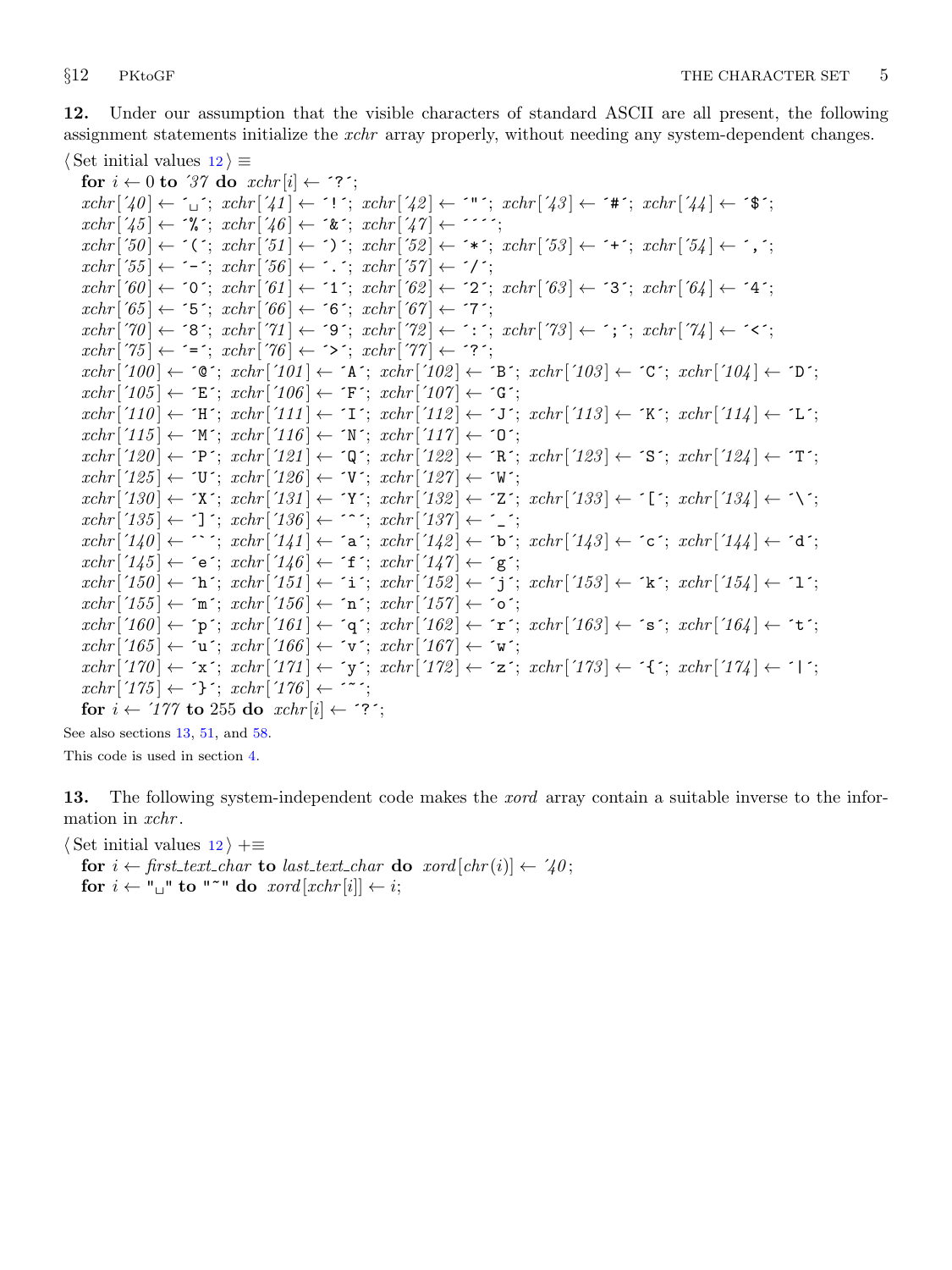**12.** Under our assumption that the visible characters of standard ASCII are all present, the following assignment statements initialize the *xchr* array properly, without needing any system-dependent changes.

⟨Set initial values 12⟩ ≡

```
for i ← 0 to '37 do xchr[i] ← '?';
xchr['40] ← '␣'; xchr['41] ← '!'; xchr['42] ← '"'; xchr['43] ← '#'; xchr['44] ← '$';
xchr['45] ← '%'; xchr['46] ← '&'; xchr['47] ← '''';
xchr['50] ← '('; xchr['51] ← ')'; xchr['52] ← '*'; xchr['53] ← '+'; xchr['54] ← ',';
xchr['55] ← '-'; xchr['56] ← '.'; xchr['57] ← '/';
xchr['60] ← '0'; xchr['61] ← '1'; xchr['62] ← '2'; xchr['63] ← '3'; xchr['64] ← '4';
xchr['65] ← '5'; xchr['66] ← '6'; xchr['67] ← '7';
xchr['70] ← '8'; xchr['71] ← '9'; xchr['72] ← ':'; xchr['73] ← ';'; xchr['74] ← '<';
xchr['75] ← '='; xchr['76] ← '>'; xchr['77] ← '?';
xchr['100] ← '@'; xchr['101] ← 'A'; xchr['102] ← 'B'; xchr['103] ← 'C'; xchr['104] ← 'D';
xchr['105] ← 'E'; xchr['106] ← 'F'; xchr['107] ← 'G';
xchr['110] ← 'H'; xchr['111] ← 'I'; xchr['112] ← 'J'; xchr['113] ← 'K'; xchr['114] ← 'L';
xchr['115] ← 'M'; xchr['116] ← 'N'; xchr['117] ← 'O';
xchr['120] ← 'P'; xchr['121] ← 'Q'; xchr['122] ← 'R'; xchr['123] ← 'S'; xchr['124] ← 'T';
xchr['125] ← 'U'; xchr['126] ← 'V'; xchr['127] ← 'W';
xchr['130] ← 'X'; xchr['131] ← 'Y'; xchr['132] ← 'Z'; xchr['133] ← '['; xchr['134] ← '\';
xchr['135] ← ']'; xchr['136] ← '^'; xchr['137] ← '_';
xchr['140] ← '`'; xchr['141] ← 'a'; xchr['142] ← 'b'; xchr['143] ← 'c'; xchr['144] ← 'd';
xchr['145] ← 'e'; xchr['146] ← 'f'; xchr['147] ← 'g';
xchr['150] ← 'h'; xchr['151] ← 'i'; xchr['152] ← 'j'; xchr['153] ← 'k'; xchr['154] ← 'l';
xchr['155] ← 'm'; xchr['156] ← 'n'; xchr['157] ← 'o';
xchr['160] ← 'p'; xchr['161] ← 'q'; xchr['162] ← 'r'; xchr['163] ← 's'; xchr['164] ← 't';
xchr['165] ← 'u'; xchr['166] ← 'v'; xchr['167] ← 'w';
xchr['170] ← 'x'; xchr['171] ← 'y'; xchr['172] ← 'z'; xchr['173] ← '{'; xchr['174] ← '|';
xchr['175] ← '}'; xchr['176] ← '~';
for i ← '177 to 255 do xchr[i] ← '?';
```

See also sections 13, 51, and 58.

This code is used in section 4.

**13.** The following system-independent code makes the *xord* array contain a suitable inverse to the information in *xchr*.

⟨Set initial values 12⟩ +≡

```
for i ← first_text_char to last_text_char do xord[chr(i)] ← '40;
for i ← "␣" to "~" do xord[xchr[i]] ← i;
```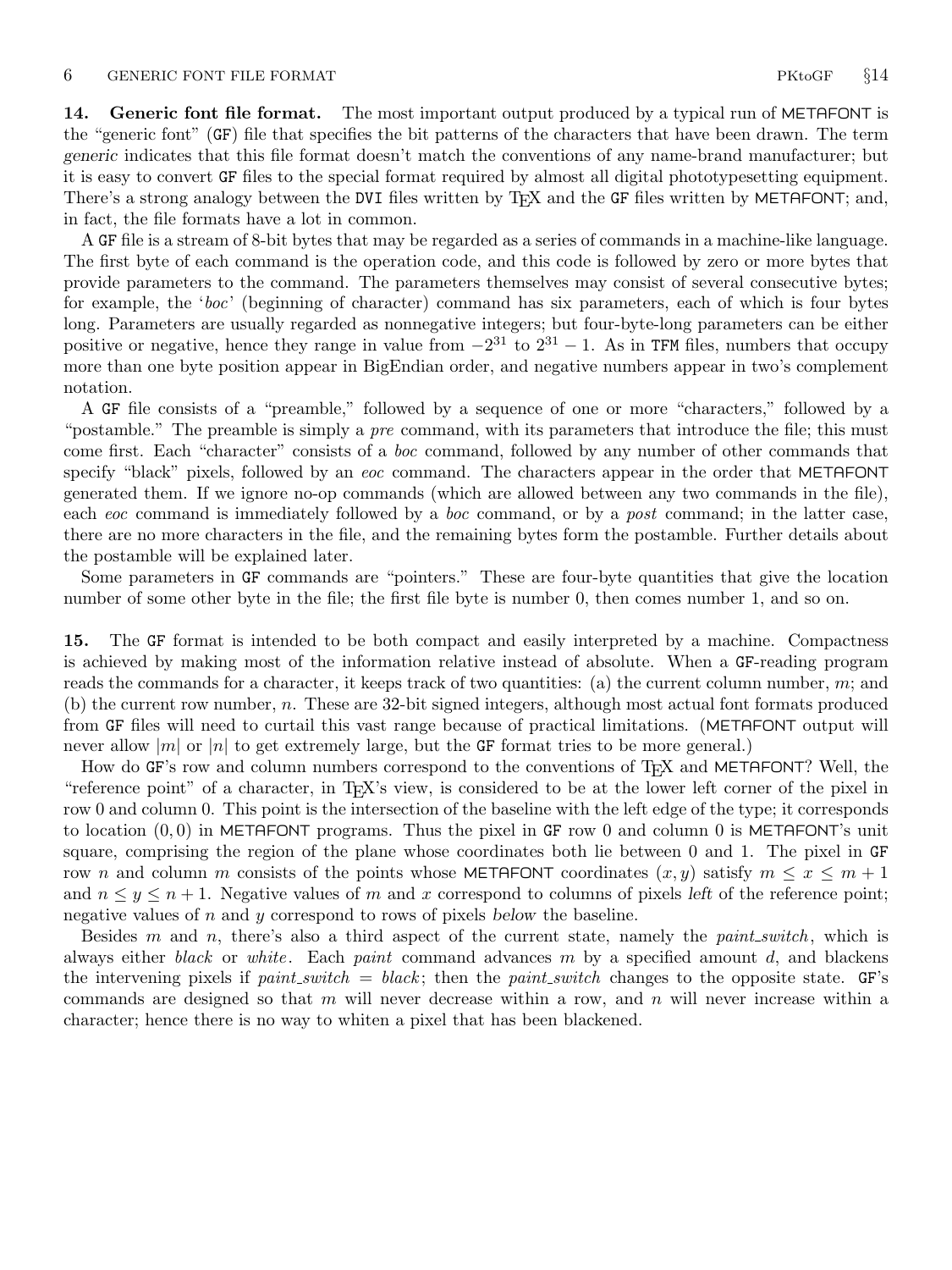**14. Generic font file format.** The most important output produced by a typical run of METAFONT is the "generic font" (GF) file that specifies the bit patterns of the characters that have been drawn. The term *generic* indicates that this file format doesn't match the conventions of any name-brand manufacturer; but it is easy to convert GF files to the special format required by almost all digital phototypesetting equipment. There's a strong analogy between the DVI files written by TEX and the GF files written by METAFONT; and, in fact, the file formats have a lot in common.

A GF file is a stream of 8-bit bytes that may be regarded as a series of commands in a machine-like language. The first byte of each command is the operation code, and this code is followed by zero or more bytes that provide parameters to the command. The parameters themselves may consist of several consecutive bytes; for example, the '*boc*' (beginning of character) command has six parameters, each of which is four bytes long. Parameters are usually regarded as nonnegative integers; but four-byte-long parameters can be either positive or negative, hence they range in value from $-2^{31}$ to $2^{31}-1$. As in TFM files, numbers that occupy more than one byte position appear in BigEndian order, and negative numbers appear in two's complement notation.

A GF file consists of a "preamble," followed by a sequence of one or more "characters," followed by a "postamble." The preamble is simply a *pre* command, with its parameters that introduce the file; this must come first. Each "character" consists of a *boc* command, followed by any number of other commands that specify "black" pixels, followed by an *eoc* command. The characters appear in the order that METAFONT generated them. If we ignore no-op commands (which are allowed between any two commands in the file), each *eoc* command is immediately followed by a *boc* command, or by a *post* command; in the latter case, there are no more characters in the file, and the remaining bytes form the postamble. Further details about the postamble will be explained later.

Some parameters in GF commands are "pointers." These are four-byte quantities that give the location number of some other byte in the file; the first file byte is number 0, then comes number 1, and so on.

**15.** The GF format is intended to be both compact and easily interpreted by a machine. Compactness is achieved by making most of the information relative instead of absolute. When a GF-reading program reads the commands for a character, it keeps track of two quantities: (a) the current column number, $m$; and (b) the current row number, $n$. These are 32-bit signed integers, although most actual font formats produced from GF files will need to curtail this vast range because of practical limitations. (METAFONT output will never allow $|m|$ or $|n|$ to get extremely large, but the GF format tries to be more general.)

How do GF's row and column numbers correspond to the conventions of TEX and METAFONT? Well, the "reference point" of a character, in TEX's view, is considered to be at the lower left corner of the pixel in row 0 and column 0. This point is the intersection of the baseline with the left edge of the type; it corresponds to location $(0,0)$ in METAFONT programs. Thus the pixel in GF row 0 and column 0 is METAFONT's unit square, comprising the region of the plane whose coordinates both lie between 0 and 1. The pixel in GF row $n$ and column $m$ consists of the points whose METAFONT coordinates $(x,y)$ satisfy $m \le x \le m+1$ and $n \le y \le n+1$. Negative values of $m$ and $x$ correspond to columns of pixels *left* of the reference point; negative values of $n$ and $y$ correspond to rows of pixels *below* the baseline.

Besides $m$ and $n$, there's also a third aspect of the current state, namely the *paint_switch*, which is always either *black* or *white*. Each *paint* command advances $m$ by a specified amount $d$, and blackens the intervening pixels if *paint_switch* = *black*; then the *paint_switch* changes to the opposite state. GF's commands are designed so that $m$ will never decrease within a row, and $n$ will never increase within a character; hence there is no way to whiten a pixel that has been blackened.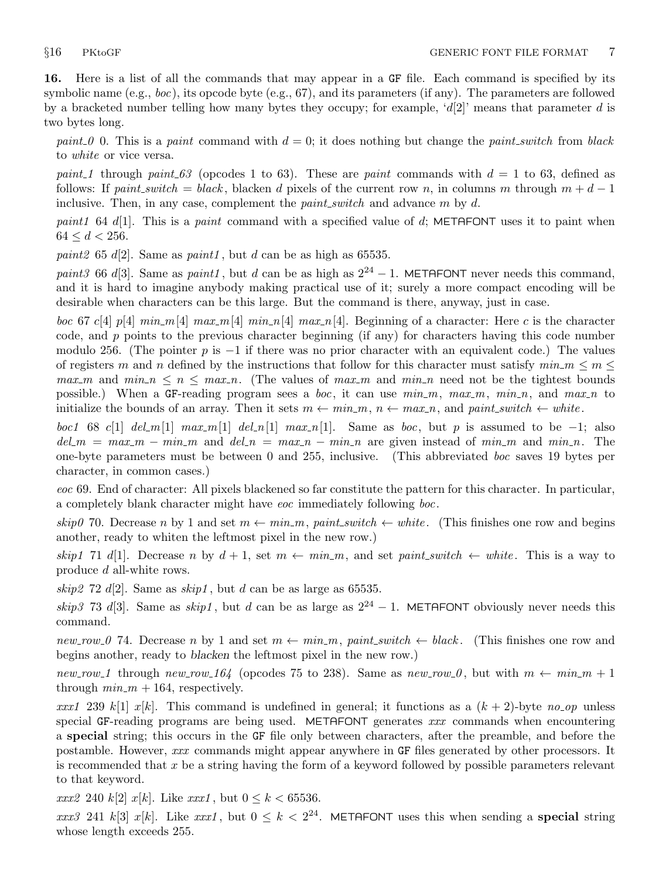**16.** Here is a list of all the commands that may appear in a GF file. Each command is specified by its symbolic name (e.g., *boc*), its opcode byte (e.g., 67), and its parameters (if any). The parameters are followed by a bracketed number telling how many bytes they occupy; for example, '$d[2]$' means that parameter $d$ is two bytes long.

*paint_0* 0. This is a *paint* command with $d = 0$; it does nothing but change the *paint_switch* from *black* to *white* or vice versa.

*paint_1* through *paint_63* (opcodes 1 to 63). These are *paint* commands with $d = 1$ to 63, defined as follows: If *paint_switch* = *black*, blacken $d$ pixels of the current row $n$, in columns $m$ through $m + d - 1$ inclusive. Then, in any case, complement the *paint_switch* and advance $m$ by $d$.

*paint1* 64 $d[1]$. This is a *paint* command with a specified value of $d$; METAFONT uses it to paint when $64 \le d < 256$.

*paint2* 65 $d[2]$. Same as *paint1*, but $d$ can be as high as 65535.

*paint3* 66 $d[3]$. Same as *paint1*, but $d$ can be as high as $2^{24} - 1$. METAFONT never needs this command, and it is hard to imagine anybody making practical use of it; surely a more compact encoding will be desirable when characters can be this large. But the command is there, anyway, just in case.

*boc* 67 $c[4]$ $p[4]$ $min\_m[4]$ $max\_m[4]$ $min\_n[4]$ $max\_n[4]$. Beginning of a character: Here $c$ is the character code, and $p$ points to the previous character beginning (if any) for characters having this code number modulo 256. (The pointer $p$ is $-1$ if there was no prior character with an equivalent code.) The values of registers $m$ and $n$ defined by the instructions that follow for this character must satisfy $min\_m \le m \le max\_m$ and $min\_n \le n \le max\_n$. (The values of $max\_m$ and $min\_n$ need not be the tightest bounds possible.) When a GF-reading program sees a *boc*, it can use $min\_m$, $max\_m$, $min\_n$, and $max\_n$ to initialize the bounds of an array. Then it sets $m \leftarrow min\_m$, $n \leftarrow max\_n$, and *paint_switch* $\leftarrow$ *white*.

*boc1* 68 $c[1]$ $del\_m[1]$ $max\_m[1]$ $del\_n[1]$ $max\_n[1]$. Same as *boc*, but $p$ is assumed to be $-1$; also $del\_m = max\_m - min\_m$ and $del\_n = max\_n - min\_n$ are given instead of $min\_m$ and $min\_n$. The one-byte parameters must be between 0 and 255, inclusive. (This abbreviated *boc* saves 19 bytes per character, in common cases.)

*eoc* 69. End of character: All pixels blackened so far constitute the pattern for this character. In particular, a completely blank character might have *eoc* immediately following *boc*.

*skip0* 70. Decrease $n$ by 1 and set $m \leftarrow min\_m$, *paint_switch* $\leftarrow$ *white*. (This finishes one row and begins another, ready to whiten the leftmost pixel in the new row.)

*skip1* 71 $d[1]$. Decrease $n$ by $d + 1$, set $m \leftarrow min\_m$, and set *paint_switch* $\leftarrow$ *white*. This is a way to produce $d$ all-white rows.

*skip2* 72 $d[2]$. Same as *skip1*, but $d$ can be as large as 65535.

*skip3* 73 $d[3]$. Same as *skip1*, but $d$ can be as large as $2^{24} - 1$. METAFONT obviously never needs this command.

*new_row_0* 74. Decrease $n$ by 1 and set $m \leftarrow min\_m$, *paint_switch* $\leftarrow$ *black*. (This finishes one row and begins another, ready to *blacken* the leftmost pixel in the new row.)

*new_row_1* through *new_row_164* (opcodes 75 to 238). Same as *new_row_0*, but with $m \leftarrow min\_m + 1$ through $min\_m + 164$, respectively.

*xxx1* 239 $k[1]$ $x[k]$. This command is undefined in general; it functions as a $(k + 2)$-byte *no_op* unless special GF-reading programs are being used. METAFONT generates *xxx* commands when encountering a **special** string; this occurs in the GF file only between characters, after the preamble, and before the postamble. However, *xxx* commands might appear anywhere in GF files generated by other processors. It is recommended that $x$ be a string having the form of a keyword followed by possible parameters relevant to that keyword.

*xxx2* 240 $k[2]$ $x[k]$. Like *xxx1*, but $0 \le k < 65536$.

*xxx3* 241 $k[3]$ $x[k]$. Like *xxx1*, but $0 \le k < 2^{24}$. METAFONT uses this when sending a **special** string whose length exceeds 255.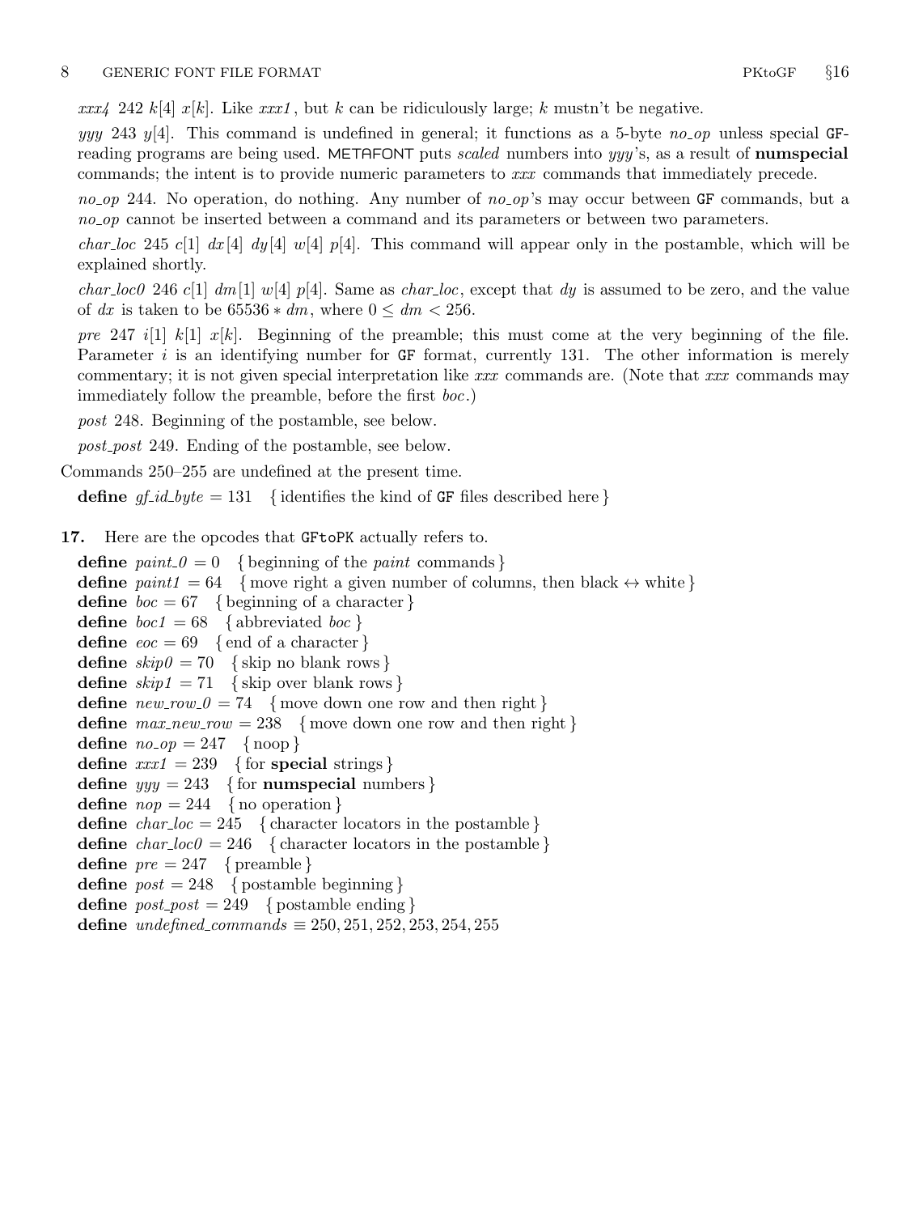*xxx4* 242 $k[4]$ $x[k]$. Like *xxx1*, but $k$ can be ridiculously large; $k$ mustn't be negative.

*yyy* 243 $y[4]$. This command is undefined in general; it functions as a 5-byte *no_op* unless special GF-reading programs are being used. METAFONT puts *scaled* numbers into *yyy*'s, as a result of **numspecial** commands; the intent is to provide numeric parameters to *xxx* commands that immediately precede.

*no_op* 244. No operation, do nothing. Any number of *no_op*'s may occur between GF commands, but a *no_op* cannot be inserted between a command and its parameters or between two parameters.

*char_loc* 245 $c[1]$ $dx[4]$ $dy[4]$ $w[4]$ $p[4]$. This command will appear only in the postamble, which will be explained shortly.

*char_loc0* 246 $c[1]$ $dm[1]$ $w[4]$ $p[4]$. Same as *char_loc*, except that $dy$ is assumed to be zero, and the value of $dx$ is taken to be $65536 * dm$, where $0 \le dm < 256$.

*pre* 247 $i[1]$ $k[1]$ $x[k]$. Beginning of the preamble; this must come at the very beginning of the file. Parameter $i$ is an identifying number for GF format, currently 131. The other information is merely commentary; it is not given special interpretation like *xxx* commands are. (Note that *xxx* commands may immediately follow the preamble, before the first *boc*.)

*post* 248. Beginning of the postamble, see below.

*post_post* 249. Ending of the postamble, see below.

Commands 250–255 are undefined at the present time.

**define** *gf_id_byte* = 131 { identifies the kind of GF files described here }

**17.** Here are the opcodes that GFtoPK actually refers to.

**define** *paint_0* = 0 { beginning of the *paint* commands }
**define** *paint1* = 64 { move right a given number of columns, then black ↔ white }
**define** *boc* = 67 { beginning of a character }
**define** *boc1* = 68 { abbreviated *boc* }
**define** *eoc* = 69 { end of a character }
**define** *skip0* = 70 { skip no blank rows }
**define** *skip1* = 71 { skip over blank rows }
**define** *new_row_0* = 74 { move down one row and then right }
**define** *max_new_row* = 238 { move down one row and then right }
**define** *no_op* = 247 { noop }
**define** *xxx1* = 239 { for **special** strings }
**define** *yyy* = 243 { for **numspecial** numbers }
**define** *nop* = 244 { no operation }
**define** *char_loc* = 245 { character locators in the postamble }
**define** *char_loc0* = 246 { character locators in the postamble }
**define** *pre* = 247 { preamble }
**define** *post* = 248 { postamble beginning }
**define** *post_post* = 249 { postamble ending }
**define** *undefined_commands* ≡ 250, 251, 252, 253, 254, 255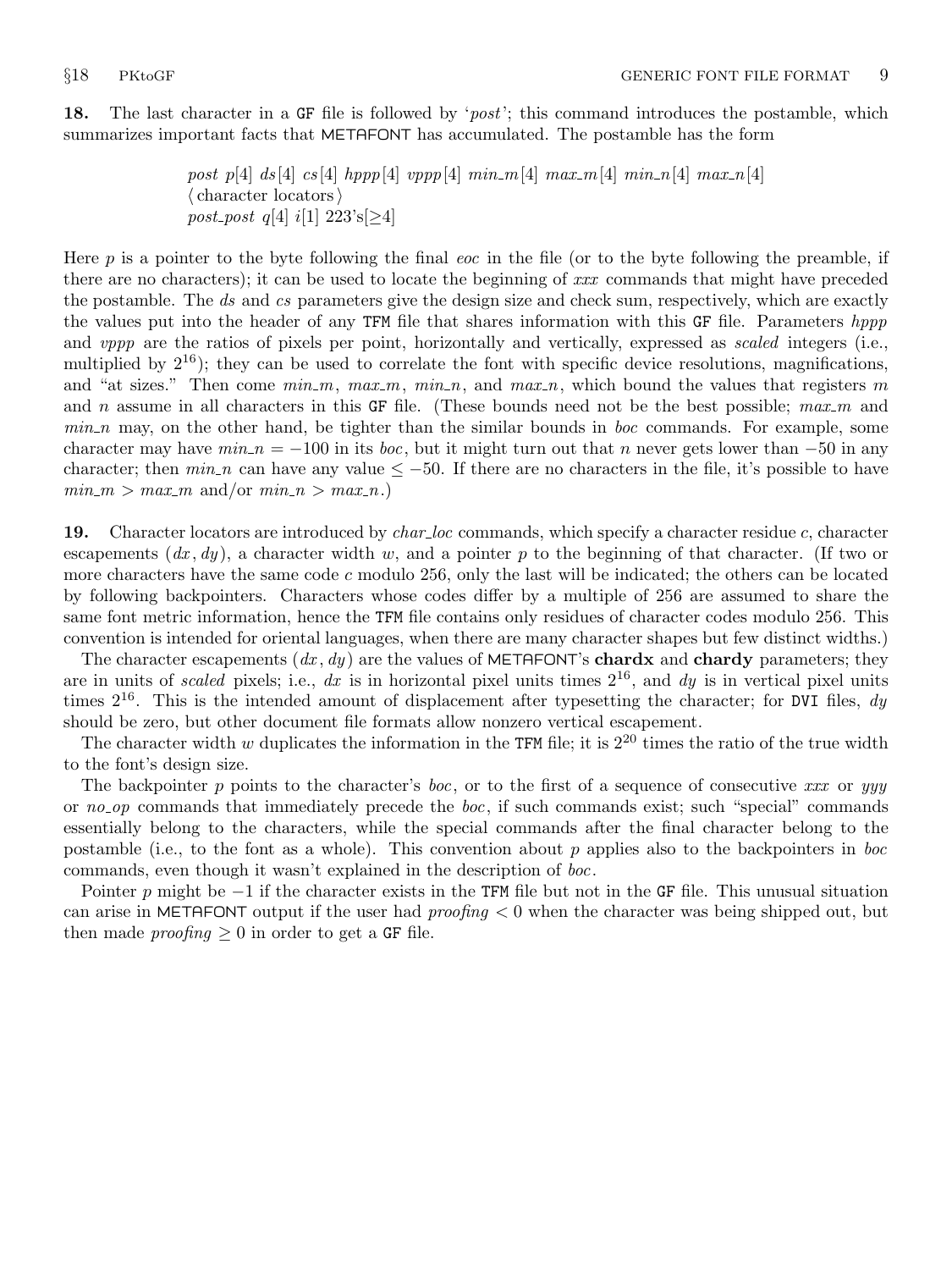**18.** The last character in a GF file is followed by '*post*'; this command introduces the postamble, which summarizes important facts that METAFONT has accumulated. The postamble has the form

> *post* $p[4]$ $ds[4]$ $cs[4]$ $hppp[4]$ $vppp[4]$ $min\_m[4]$ $max\_m[4]$ $min\_n[4]$ $max\_n[4]$
> ⟨character locators⟩
> *post_post* $q[4]$ $i[1]$ 223's[$\geq 4$]

Here $p$ is a pointer to the byte following the final *eoc* in the file (or to the byte following the preamble, if there are no characters); it can be used to locate the beginning of *xxx* commands that might have preceded the postamble. The *ds* and *cs* parameters give the design size and check sum, respectively, which are exactly the values put into the header of any TFM file that shares information with this GF file. Parameters *hppp* and *vppp* are the ratios of pixels per point, horizontally and vertically, expressed as *scaled* integers (i.e., multiplied by $2^{16}$); they can be used to correlate the font with specific device resolutions, magnifications, and "at sizes." Then come *min_m*, *max_m*, *min_n*, and *max_n*, which bound the values that registers $m$ and $n$ assume in all characters in this GF file. (These bounds need not be the best possible; *max_m* and *min_n* may, on the other hand, be tighter than the similar bounds in *boc* commands. For example, some character may have $min\_n = -100$ in its *boc*, but it might turn out that $n$ never gets lower than $-50$ in any character; then *min_n* can have any value $\leq -50$. If there are no characters in the file, it's possible to have $min\_m > max\_m$ and/or $min\_n > max\_n$.)

**19.** Character locators are introduced by *char_loc* commands, which specify a character residue $c$, character escapements $(dx, dy)$, a character width $w$, and a pointer $p$ to the beginning of that character. (If two or more characters have the same code $c$ modulo 256, only the last will be indicated; the others can be located by following backpointers. Characters whose codes differ by a multiple of 256 are assumed to share the same font metric information, hence the TFM file contains only residues of character codes modulo 256. This convention is intended for oriental languages, when there are many character shapes but few distinct widths.)

The character escapements $(dx, dy)$ are the values of METAFONT's **chardx** and **chardy** parameters; they are in units of *scaled* pixels; i.e., $dx$ is in horizontal pixel units times $2^{16}$, and $dy$ is in vertical pixel units times $2^{16}$. This is the intended amount of displacement after typesetting the character; for DVI files, $dy$ should be zero, but other document file formats allow nonzero vertical escapement.

The character width $w$ duplicates the information in the TFM file; it is $2^{20}$ times the ratio of the true width to the font's design size.

The backpointer $p$ points to the character's *boc*, or to the first of a sequence of consecutive *xxx* or *yyy* or *no_op* commands that immediately precede the *boc*, if such commands exist; such "special" commands essentially belong to the characters, while the special commands after the final character belong to the postamble (i.e., to the font as a whole). This convention about $p$ applies also to the backpointers in *boc* commands, even though it wasn't explained in the description of *boc*.

Pointer $p$ might be $-1$ if the character exists in the TFM file but not in the GF file. This unusual situation can arise in METAFONT output if the user had $proofing < 0$ when the character was being shipped out, but then made $proofing \geq 0$ in order to get a GF file.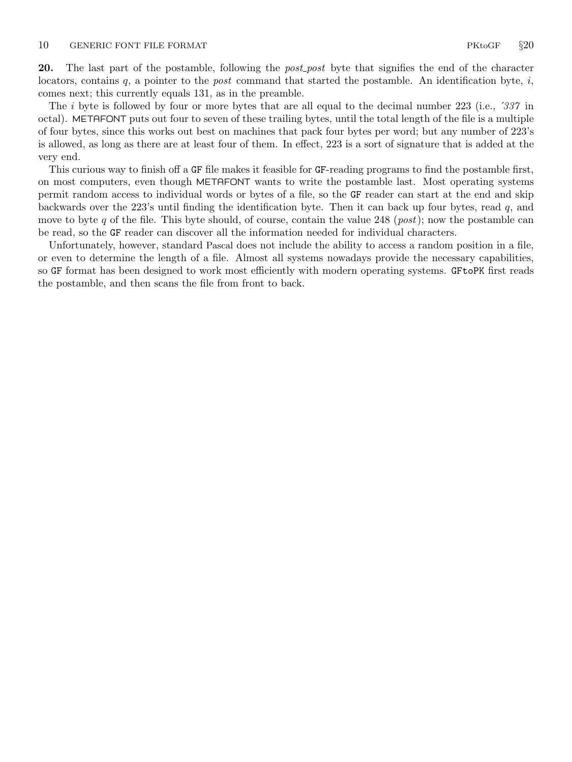**20.** The last part of the postamble, following the *post_post* byte that signifies the end of the character locators, contains $q$, a pointer to the *post* command that started the postamble. An identification byte, $i$, comes next; this currently equals 131, as in the preamble.

The $i$ byte is followed by four or more bytes that are all equal to the decimal number 223 (i.e., ´*337* in octal). METAFONT puts out four to seven of these trailing bytes, until the total length of the file is a multiple of four bytes, since this works out best on machines that pack four bytes per word; but any number of 223's is allowed, as long as there are at least four of them. In effect, 223 is a sort of signature that is added at the very end.

This curious way to finish off a GF file makes it feasible for GF-reading programs to find the postamble first, on most computers, even though METAFONT wants to write the postamble last. Most operating systems permit random access to individual words or bytes of a file, so the GF reader can start at the end and skip backwards over the 223's until finding the identification byte. Then it can back up four bytes, read $q$, and move to byte $q$ of the file. This byte should, of course, contain the value 248 (*post*); now the postamble can be read, so the GF reader can discover all the information needed for individual characters.

Unfortunately, however, standard Pascal does not include the ability to access a random position in a file, or even to determine the length of a file. Almost all systems nowadays provide the necessary capabilities, so GF format has been designed to work most efficiently with modern operating systems. GFtoPK first reads the postamble, and then scans the file from front to back.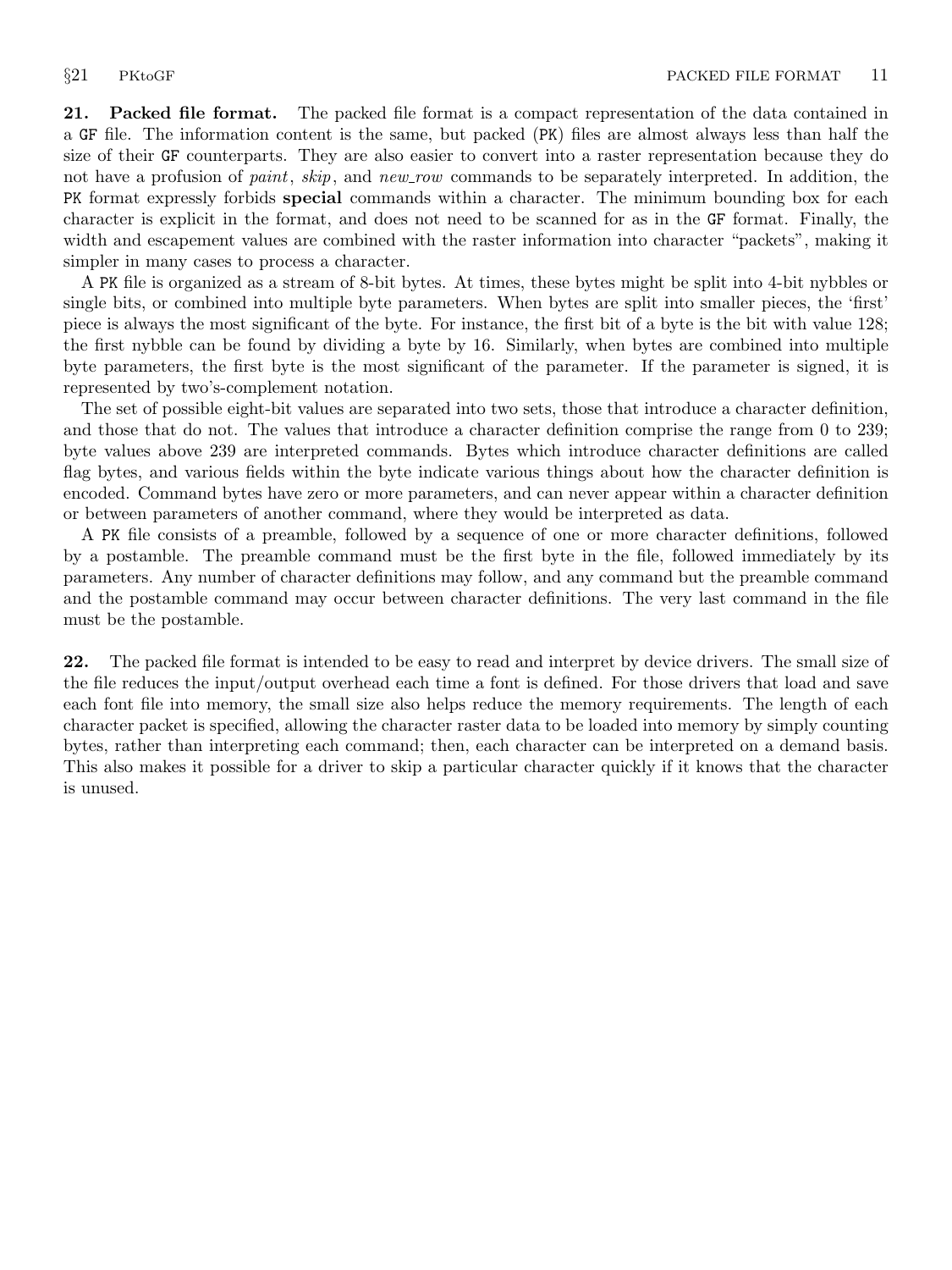**21. Packed file format.** The packed file format is a compact representation of the data contained in a GF file. The information content is the same, but packed (PK) files are almost always less than half the size of their GF counterparts. They are also easier to convert into a raster representation because they do not have a profusion of *paint*, *skip*, and *new_row* commands to be separately interpreted. In addition, the PK format expressly forbids **special** commands within a character. The minimum bounding box for each character is explicit in the format, and does not need to be scanned for as in the GF format. Finally, the width and escapement values are combined with the raster information into character "packets", making it simpler in many cases to process a character.

A PK file is organized as a stream of 8-bit bytes. At times, these bytes might be split into 4-bit nybbles or single bits, or combined into multiple byte parameters. When bytes are split into smaller pieces, the 'first' piece is always the most significant of the byte. For instance, the first bit of a byte is the bit with value 128; the first nybble can be found by dividing a byte by 16. Similarly, when bytes are combined into multiple byte parameters, the first byte is the most significant of the parameter. If the parameter is signed, it is represented by two's-complement notation.

The set of possible eight-bit values are separated into two sets, those that introduce a character definition, and those that do not. The values that introduce a character definition comprise the range from 0 to 239; byte values above 239 are interpreted commands. Bytes which introduce character definitions are called flag bytes, and various fields within the byte indicate various things about how the character definition is encoded. Command bytes have zero or more parameters, and can never appear within a character definition or between parameters of another command, where they would be interpreted as data.

A PK file consists of a preamble, followed by a sequence of one or more character definitions, followed by a postamble. The preamble command must be the first byte in the file, followed immediately by its parameters. Any number of character definitions may follow, and any command but the preamble command and the postamble command may occur between character definitions. The very last command in the file must be the postamble.

**22.** The packed file format is intended to be easy to read and interpret by device drivers. The small size of the file reduces the input/output overhead each time a font is defined. For those drivers that load and save each font file into memory, the small size also helps reduce the memory requirements. The length of each character packet is specified, allowing the character raster data to be loaded into memory by simply counting bytes, rather than interpreting each command; then, each character can be interpreted on a demand basis. This also makes it possible for a driver to skip a particular character quickly if it knows that the character is unused.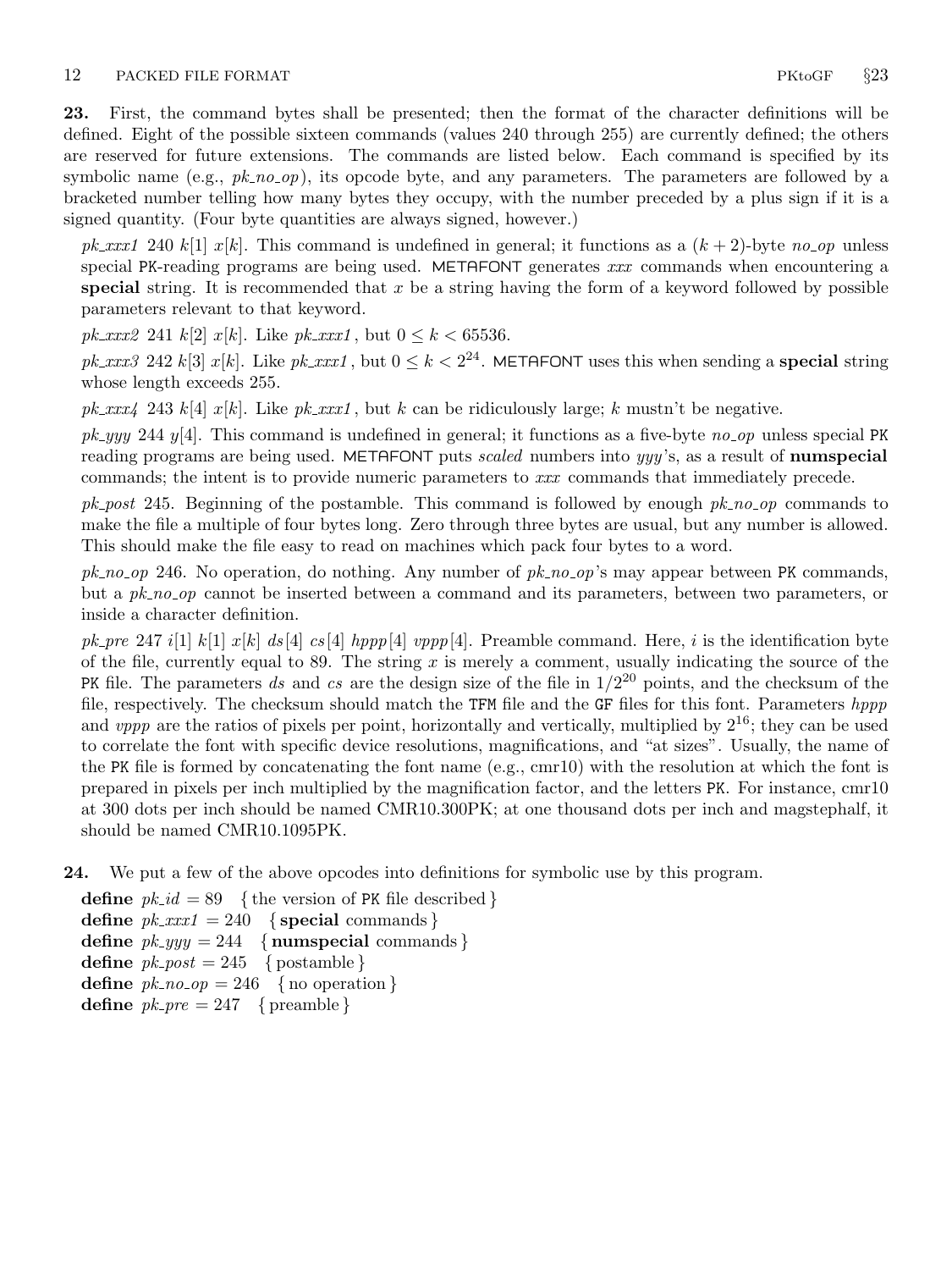**23.** First, the command bytes shall be presented; then the format of the character definitions will be defined. Eight of the possible sixteen commands (values 240 through 255) are currently defined; the others are reserved for future extensions. The commands are listed below. Each command is specified by its symbolic name (e.g., *pk_no_op*), its opcode byte, and any parameters. The parameters are followed by a bracketed number telling how many bytes they occupy, with the number preceded by a plus sign if it is a signed quantity. (Four byte quantities are always signed, however.)

*pk_xxx1* 240 $k[1]$ $x[k]$. This command is undefined in general; it functions as a $(k+2)$-byte *no_op* unless special PK-reading programs are being used. METAFONT generates *xxx* commands when encountering a **special** string. It is recommended that $x$ be a string having the form of a keyword followed by possible parameters relevant to that keyword.

*pk_xxx2* 241 $k[2]$ $x[k]$. Like *pk_xxx1*, but $0 \le k < 65536$.

*pk_xxx3* 242 $k[3]$ $x[k]$. Like *pk_xxx1*, but $0 \le k < 2^{24}$. METAFONT uses this when sending a **special** string whose length exceeds 255.

*pk_xxx4* 243 $k[4]$ $x[k]$. Like *pk_xxx1*, but $k$ can be ridiculously large; $k$ mustn't be negative.

*pk_yyy* 244 $y[4]$. This command is undefined in general; it functions as a five-byte *no_op* unless special PK reading programs are being used. METAFONT puts *scaled* numbers into *yyy*'s, as a result of **numspecial** commands; the intent is to provide numeric parameters to *xxx* commands that immediately precede.

*pk_post* 245. Beginning of the postamble. This command is followed by enough *pk_no_op* commands to make the file a multiple of four bytes long. Zero through three bytes are usual, but any number is allowed. This should make the file easy to read on machines which pack four bytes to a word.

*pk_no_op* 246. No operation, do nothing. Any number of *pk_no_op*'s may appear between PK commands, but a *pk_no_op* cannot be inserted between a command and its parameters, between two parameters, or inside a character definition.

*pk_pre* 247 $i[1]$ $k[1]$ $x[k]$ $ds[4]$ $cs[4]$ $hppp[4]$ $vppp[4]$. Preamble command. Here, $i$ is the identification byte of the file, currently equal to 89. The string $x$ is merely a comment, usually indicating the source of the PK file. The parameters $ds$ and $cs$ are the design size of the file in $1/2^{20}$ points, and the checksum of the file, respectively. The checksum should match the TFM file and the GF files for this font. Parameters $hppp$ and $vppp$ are the ratios of pixels per point, horizontally and vertically, multiplied by $2^{16}$; they can be used to correlate the font with specific device resolutions, magnifications, and "at sizes". Usually, the name of the PK file is formed by concatenating the font name (e.g., cmr10) with the resolution at which the font is prepared in pixels per inch multiplied by the magnification factor, and the letters PK. For instance, cmr10 at 300 dots per inch should be named CMR10.300PK; at one thousand dots per inch and magstephalf, it should be named CMR10.1095PK.

**24.** We put a few of the above opcodes into definitions for symbolic use by this program.

**define** *pk_id* = 89 { the version of PK file described }
**define** *pk_xxx1* = 240 { **special** commands }
**define** *pk_yyy* = 244 { **numspecial** commands }
**define** *pk_post* = 245 { postamble }
**define** *pk_no_op* = 246 { no operation }
**define** *pk_pre* = 247 { preamble }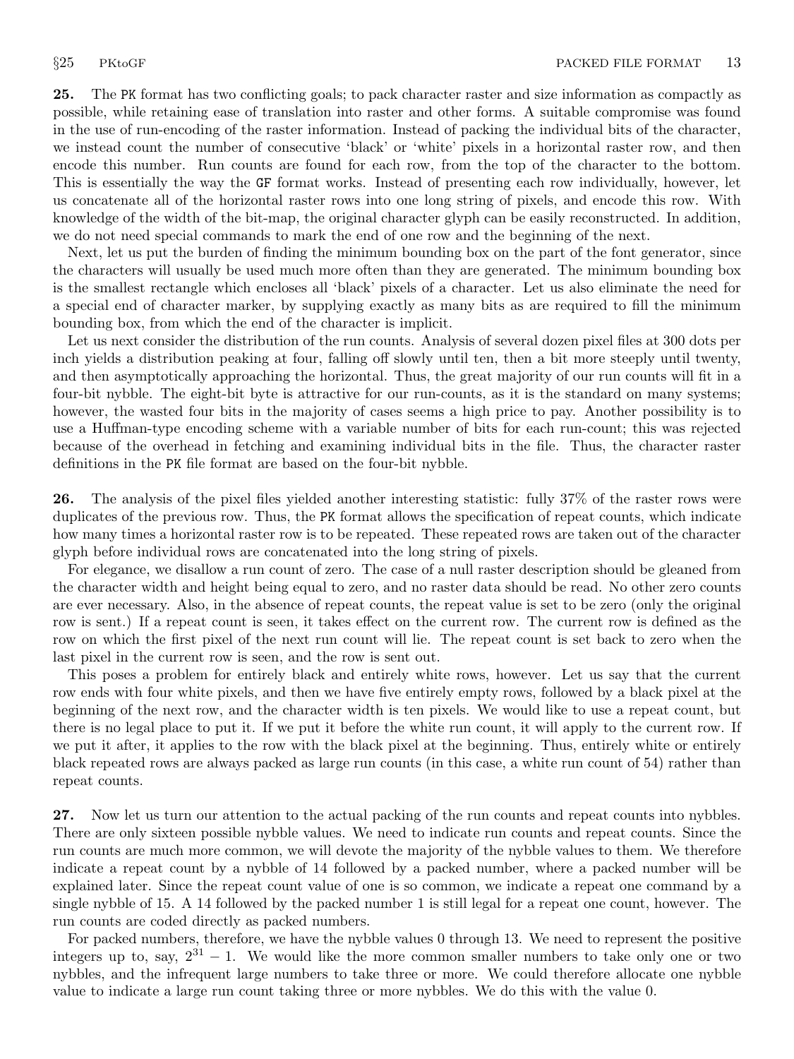**25.** The PK format has two conflicting goals; to pack character raster and size information as compactly as possible, while retaining ease of translation into raster and other forms. A suitable compromise was found in the use of run-encoding of the raster information. Instead of packing the individual bits of the character, we instead count the number of consecutive 'black' or 'white' pixels in a horizontal raster row, and then encode this number. Run counts are found for each row, from the top of the character to the bottom. This is essentially the way the GF format works. Instead of presenting each row individually, however, let us concatenate all of the horizontal raster rows into one long string of pixels, and encode this row. With knowledge of the width of the bit-map, the original character glyph can be easily reconstructed. In addition, we do not need special commands to mark the end of one row and the beginning of the next.

Next, let us put the burden of finding the minimum bounding box on the part of the font generator, since the characters will usually be used much more often than they are generated. The minimum bounding box is the smallest rectangle which encloses all 'black' pixels of a character. Let us also eliminate the need for a special end of character marker, by supplying exactly as many bits as are required to fill the minimum bounding box, from which the end of the character is implicit.

Let us next consider the distribution of the run counts. Analysis of several dozen pixel files at 300 dots per inch yields a distribution peaking at four, falling off slowly until ten, then a bit more steeply until twenty, and then asymptotically approaching the horizontal. Thus, the great majority of our run counts will fit in a four-bit nybble. The eight-bit byte is attractive for our run-counts, as it is the standard on many systems; however, the wasted four bits in the majority of cases seems a high price to pay. Another possibility is to use a Huffman-type encoding scheme with a variable number of bits for each run-count; this was rejected because of the overhead in fetching and examining individual bits in the file. Thus, the character raster definitions in the PK file format are based on the four-bit nybble.

**26.** The analysis of the pixel files yielded another interesting statistic: fully 37% of the raster rows were duplicates of the previous row. Thus, the PK format allows the specification of repeat counts, which indicate how many times a horizontal raster row is to be repeated. These repeated rows are taken out of the character glyph before individual rows are concatenated into the long string of pixels.

For elegance, we disallow a run count of zero. The case of a null raster description should be gleaned from the character width and height being equal to zero, and no raster data should be read. No other zero counts are ever necessary. Also, in the absence of repeat counts, the repeat value is set to be zero (only the original row is sent.) If a repeat count is seen, it takes effect on the current row. The current row is defined as the row on which the first pixel of the next run count will lie. The repeat count is set back to zero when the last pixel in the current row is seen, and the row is sent out.

This poses a problem for entirely black and entirely white rows, however. Let us say that the current row ends with four white pixels, and then we have five entirely empty rows, followed by a black pixel at the beginning of the next row, and the character width is ten pixels. We would like to use a repeat count, but there is no legal place to put it. If we put it before the white run count, it will apply to the current row. If we put it after, it applies to the row with the black pixel at the beginning. Thus, entirely white or entirely black repeated rows are always packed as large run counts (in this case, a white run count of 54) rather than repeat counts.

**27.** Now let us turn our attention to the actual packing of the run counts and repeat counts into nybbles. There are only sixteen possible nybble values. We need to indicate run counts and repeat counts. Since the run counts are much more common, we will devote the majority of the nybble values to them. We therefore indicate a repeat count by a nybble of 14 followed by a packed number, where a packed number will be explained later. Since the repeat count value of one is so common, we indicate a repeat one command by a single nybble of 15. A 14 followed by the packed number 1 is still legal for a repeat one count, however. The run counts are coded directly as packed numbers.

For packed numbers, therefore, we have the nybble values 0 through 13. We need to represent the positive integers up to, say, $2^{31} - 1$. We would like the more common smaller numbers to take only one or two nybbles, and the infrequent large numbers to take three or more. We could therefore allocate one nybble value to indicate a large run count taking three or more nybbles. We do this with the value 0.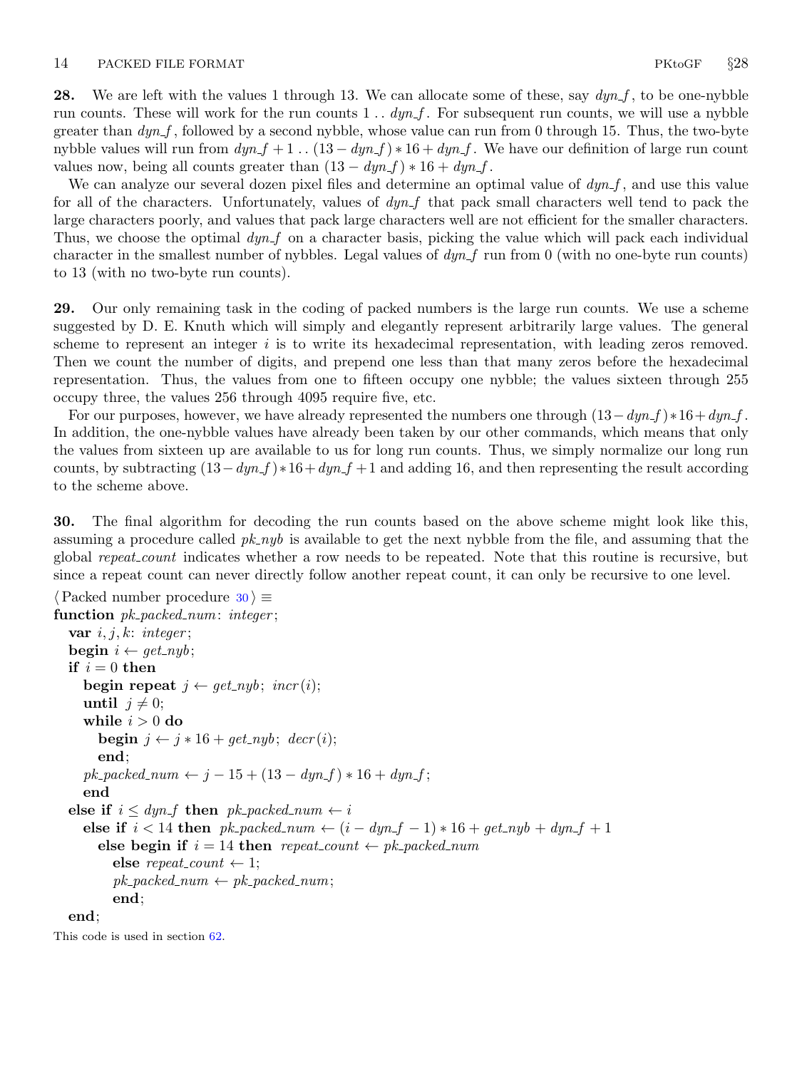**28.** We are left with the values 1 through 13. We can allocate some of these, say *dyn_f*, to be one-nybble run counts. These will work for the run counts $1\ldots dyn\_f$. For subsequent run counts, we will use a nybble greater than *dyn_f*, followed by a second nybble, whose value can run from 0 through 15. Thus, the two-byte nybble values will run from $dyn\_f+1\ldots(13-dyn\_f)*16+dyn\_f$. We have our definition of large run count values now, being all counts greater than $(13-dyn\_f)*16+dyn\_f$.

We can analyze our several dozen pixel files and determine an optimal value of *dyn_f*, and use this value for all of the characters. Unfortunately, values of *dyn_f* that pack small characters well tend to pack the large characters poorly, and values that pack large characters well are not efficient for the smaller characters. Thus, we choose the optimal *dyn_f* on a character basis, picking the value which will pack each individual character in the smallest number of nybbles. Legal values of *dyn_f* run from 0 (with no one-byte run counts) to 13 (with no two-byte run counts).

**29.** Our only remaining task in the coding of packed numbers is the large run counts. We use a scheme suggested by D. E. Knuth which will simply and elegantly represent arbitrarily large values. The general scheme to represent an integer $i$ is to write its hexadecimal representation, with leading zeros removed. Then we count the number of digits, and prepend one less than that many zeros before the hexadecimal representation. Thus, the values from one to fifteen occupy one nybble; the values sixteen through 255 occupy three, the values 256 through 4095 require five, etc.

For our purposes, however, we have already represented the numbers one through $(13-dyn\_f)*16+dyn\_f$. In addition, the one-nybble values have already been taken by our other commands, which means that only the values from sixteen up are available to us for long run counts. Thus, we simply normalize our long run counts, by subtracting $(13-dyn\_f)*16+dyn\_f+1$ and adding 16, and then representing the result according to the scheme above.

**30.** The final algorithm for decoding the run counts based on the above scheme might look like this, assuming a procedure called *pk_nyb* is available to get the next nybble from the file, and assuming that the global *repeat_count* indicates whether a row needs to be repeated. Note that this routine is recursive, but since a repeat count can never directly follow another repeat count, it can only be recursive to one level.

```
⟨ Packed number procedure 30 ⟩ ≡
function pk_packed_num: integer;
  var i, j, k: integer;
  begin i ← get_nyb;
  if i = 0 then
    begin repeat j ← get_nyb; incr(i);
    until j ≠ 0;
    while i > 0 do
      begin j ← j * 16 + get_nyb; decr(i);
      end;
    pk_packed_num ← j − 15 + (13 − dyn_f) * 16 + dyn_f;
    end
  else if i ≤ dyn_f then pk_packed_num ← i
    else if i < 14 then pk_packed_num ← (i − dyn_f − 1) * 16 + get_nyb + dyn_f + 1
      else begin if i = 14 then repeat_count ← pk_packed_num
        else repeat_count ← 1;
        pk_packed_num ← pk_packed_num;
        end;
  end;
```

This code is used in section 62.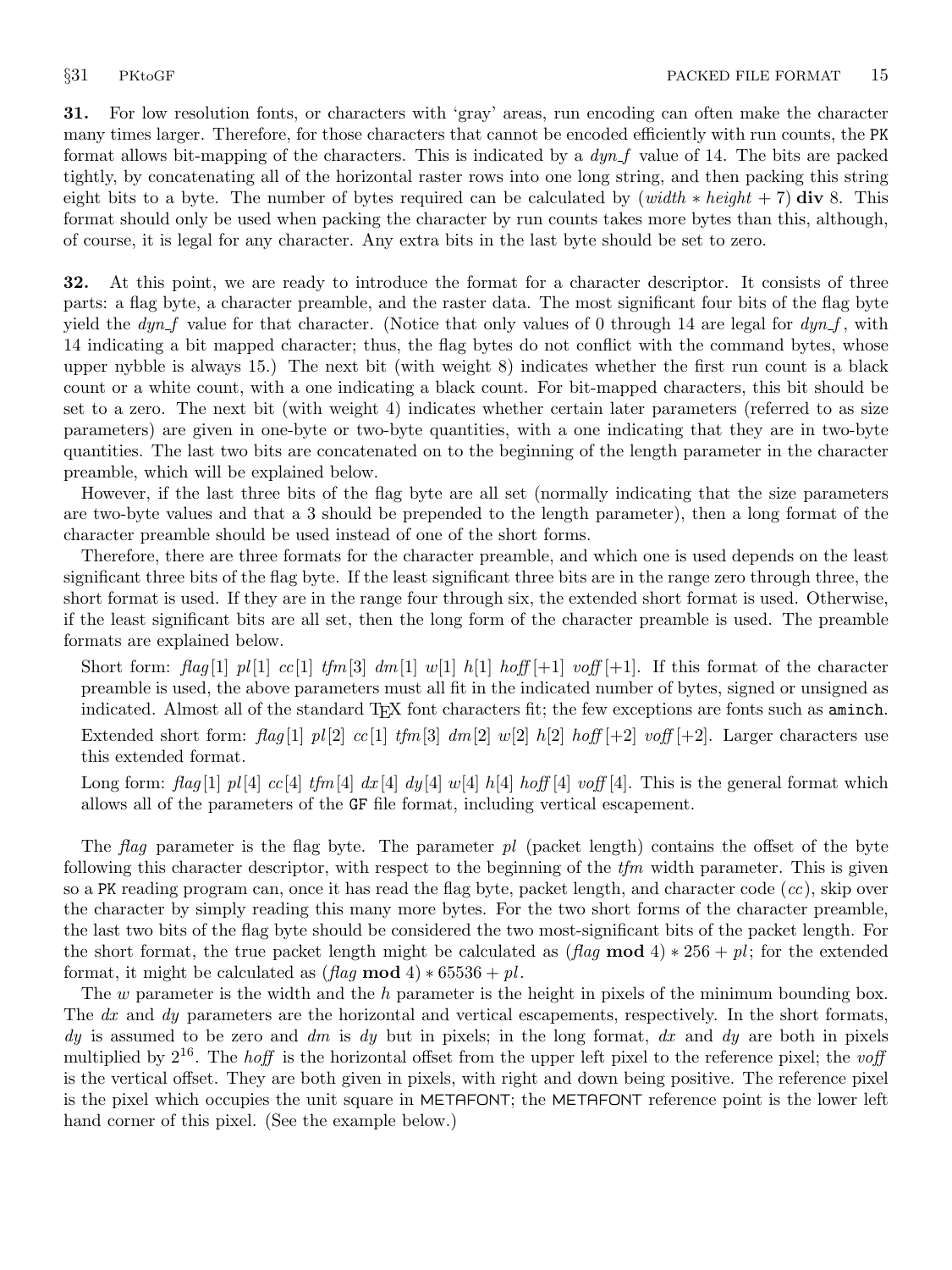**31.** For low resolution fonts, or characters with 'gray' areas, run encoding can often make the character many times larger. Therefore, for those characters that cannot be encoded efficiently with run counts, the PK format allows bit-mapping of the characters. This is indicated by a *dyn_f* value of 14. The bits are packed tightly, by concatenating all of the horizontal raster rows into one long string, and then packing this string eight bits to a byte. The number of bytes required can be calculated by $(width * height + 7)$ **div** 8. This format should only be used when packing the character by run counts takes more bytes than this, although, of course, it is legal for any character. Any extra bits in the last byte should be set to zero.

**32.** At this point, we are ready to introduce the format for a character descriptor. It consists of three parts: a flag byte, a character preamble, and the raster data. The most significant four bits of the flag byte yield the *dyn_f* value for that character. (Notice that only values of 0 through 14 are legal for *dyn_f*, with 14 indicating a bit mapped character; thus, the flag bytes do not conflict with the command bytes, whose upper nybble is always 15.) The next bit (with weight 8) indicates whether the first run count is a black count or a white count, with a one indicating a black count. For bit-mapped characters, this bit should be set to a zero. The next bit (with weight 4) indicates whether certain later parameters (referred to as size parameters) are given in one-byte or two-byte quantities, with a one indicating that they are in two-byte quantities. The last two bits are concatenated on to the beginning of the length parameter in the character preamble, which will be explained below.

However, if the last three bits of the flag byte are all set (normally indicating that the size parameters are two-byte values and that a 3 should be prepended to the length parameter), then a long format of the character preamble should be used instead of one of the short forms.

Therefore, there are three formats for the character preamble, and which one is used depends on the least significant three bits of the flag byte. If the least significant three bits are in the range zero through three, the short format is used. If they are in the range four through six, the extended short format is used. Otherwise, if the least significant bits are all set, then the long form of the character preamble is used. The preamble formats are explained below.

Short form: *flag*[1] *pl*[1] *cc*[1] *tfm*[3] *dm*[1] *w*[1] *h*[1] *hoff*[+1] *voff*[+1]. If this format of the character preamble is used, the above parameters must all fit in the indicated number of bytes, signed or unsigned as indicated. Almost all of the standard TeX font characters fit; the few exceptions are fonts such as `aminch`.

Extended short form: *flag*[1] *pl*[2] *cc*[1] *tfm*[3] *dm*[2] *w*[2] *h*[2] *hoff*[+2] *voff*[+2]. Larger characters use this extended format.

Long form: *flag*[1] *pl*[4] *cc*[4] *tfm*[4] *dx*[4] *dy*[4] *w*[4] *h*[4] *hoff*[4] *voff*[4]. This is the general format which allows all of the parameters of the GF file format, including vertical escapement.

The *flag* parameter is the flag byte. The parameter *pl* (packet length) contains the offset of the byte following this character descriptor, with respect to the beginning of the *tfm* width parameter. This is given so a PK reading program can, once it has read the flag byte, packet length, and character code (*cc*), skip over the character by simply reading this many more bytes. For the two short forms of the character preamble, the last two bits of the flag byte should be considered the two most-significant bits of the packet length. For the short format, the true packet length might be calculated as $(flag \textbf{ mod } 4) * 256 + pl$; for the extended format, it might be calculated as $(flag \textbf{ mod } 4) * 65536 + pl$.

The *w* parameter is the width and the *h* parameter is the height in pixels of the minimum bounding box. The *dx* and *dy* parameters are the horizontal and vertical escapements, respectively. In the short formats, *dy* is assumed to be zero and *dm* is *dy* but in pixels; in the long format, *dx* and *dy* are both in pixels multiplied by $2^{16}$. The *hoff* is the horizontal offset from the upper left pixel to the reference pixel; the *voff* is the vertical offset. They are both given in pixels, with right and down being positive. The reference pixel is the pixel which occupies the unit square in METAFONT; the METAFONT reference point is the lower left hand corner of this pixel. (See the example below.)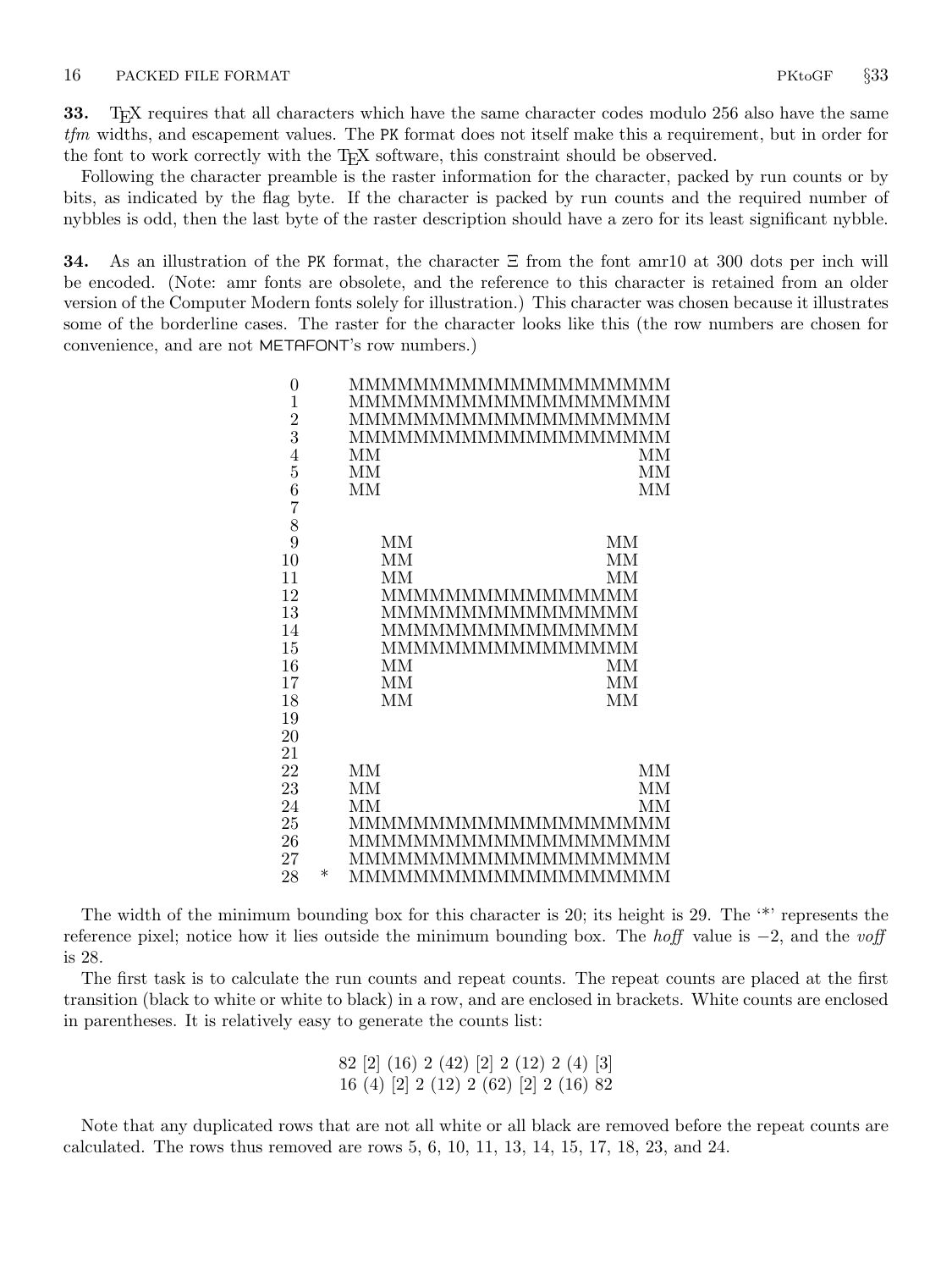**33.** TeX requires that all characters which have the same character codes modulo 256 also have the same *tfm* widths, and escapement values. The PK format does not itself make this a requirement, but in order for the font to work correctly with the TeX software, this constraint should be observed.

Following the character preamble is the raster information for the character, packed by run counts or by bits, as indicated by the flag byte. If the character is packed by run counts and the required number of nybbles is odd, then the last byte of the raster description should have a zero for its least significant nybble.

**34.** As an illustration of the PK format, the character Ξ from the font amr10 at 300 dots per inch will be encoded. (Note: amr fonts are obsolete, and the reference to this character is retained from an older version of the Computer Modern fonts solely for illustration.) This character was chosen because it illustrates some of the borderline cases. The raster for the character looks like this (the row numbers are chosen for convenience, and are not METAFONT's row numbers.)

```
 0     MMMMMMMMMMMMMMMMMMMM
 1     MMMMMMMMMMMMMMMMMMMM
 2     MMMMMMMMMMMMMMMMMMMM
 3     MMMMMMMMMMMMMMMMMMMM
 4     MM                MM
 5     MM                MM
 6     MM                MM
 7
 8
 9       MM            MM
10       MM            MM
11       MM            MM
12       MMMMMMMMMMMMMMMM
13       MMMMMMMMMMMMMMMM
14       MMMMMMMMMMMMMMMM
15       MMMMMMMMMMMMMMMM
16       MM            MM
17       MM            MM
18       MM            MM
19
20
21
22     MM                MM
23     MM                MM
24     MM                MM
25     MMMMMMMMMMMMMMMMMMMM
26     MMMMMMMMMMMMMMMMMMMM
27     MMMMMMMMMMMMMMMMMMMM
28   * MMMMMMMMMMMMMMMMMMMM
```

The width of the minimum bounding box for this character is 20; its height is 29. The '*' represents the reference pixel; notice how it lies outside the minimum bounding box. The *hoff* value is −2, and the *voff* is 28.

The first task is to calculate the run counts and repeat counts. The repeat counts are placed at the first transition (black to white or white to black) in a row, and are enclosed in brackets. White counts are enclosed in parentheses. It is relatively easy to generate the counts list:

```
82 [2] (16) 2 (42) [2] 2 (12) 2 (4) [3]
16 (4) [2] 2 (12) 2 (62) [2] 2 (16) 82
```

Note that any duplicated rows that are not all white or all black are removed before the repeat counts are calculated. The rows thus removed are rows 5, 6, 10, 11, 13, 14, 15, 17, 18, 23, and 24.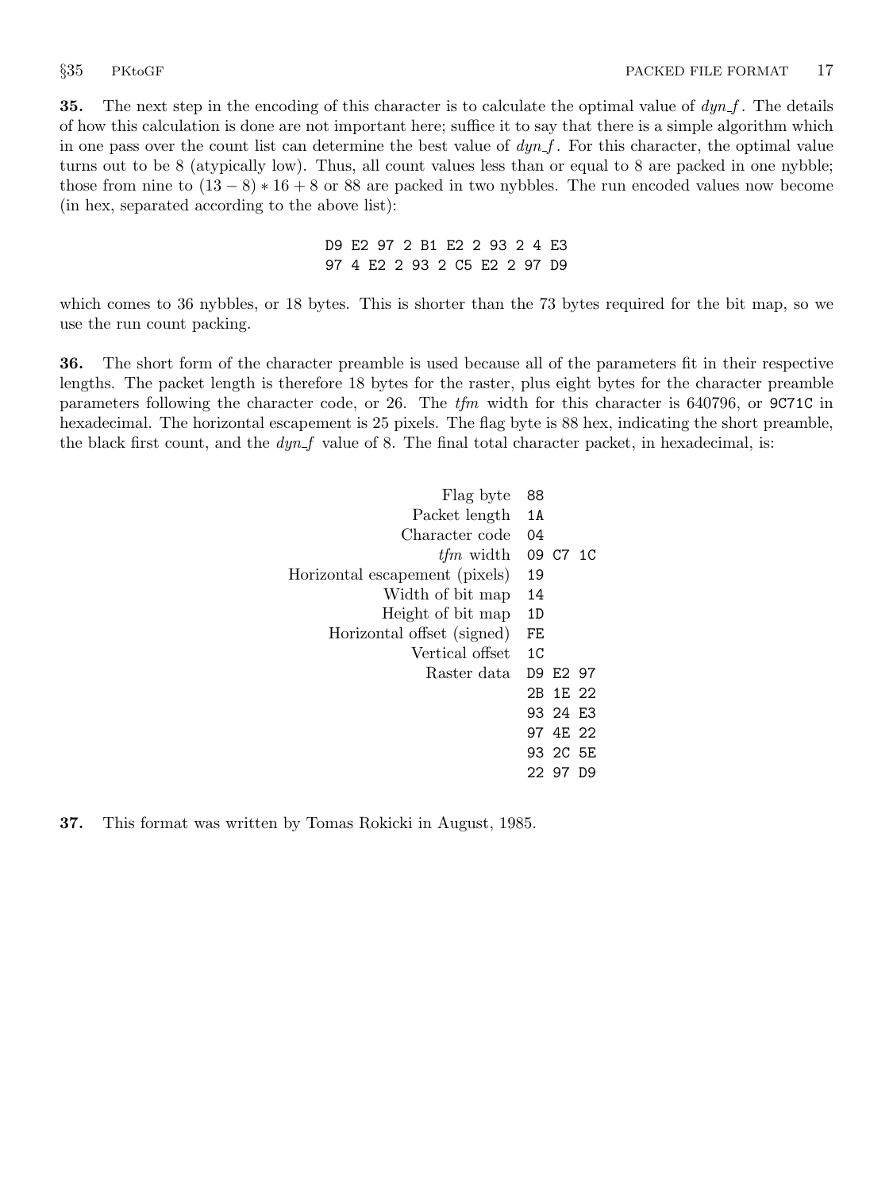**35.** The next step in the encoding of this character is to calculate the optimal value of *dyn_f*. The details of how this calculation is done are not important here; suffice it to say that there is a simple algorithm which in one pass over the count list can determine the best value of *dyn_f*. For this character, the optimal value turns out to be 8 (atypically low). Thus, all count values less than or equal to 8 are packed in one nybble; those from nine to $(13 - 8) * 16 + 8$ or 88 are packed in two nybbles. The run encoded values now become (in hex, separated according to the above list):

```
D9 E2 97 2 B1 E2 2 93 2 4 E3
97 4 E2 2 93 2 C5 E2 2 97 D9
```

which comes to 36 nybbles, or 18 bytes. This is shorter than the 73 bytes required for the bit map, so we use the run count packing.

**36.** The short form of the character preamble is used because all of the parameters fit in their respective lengths. The packet length is therefore 18 bytes for the raster, plus eight bytes for the character preamble parameters following the character code, or 26. The *tfm* width for this character is 640796, or `9C71C` in hexadecimal. The horizontal escapement is 25 pixels. The flag byte is 88 hex, indicating the short preamble, the black first count, and the *dyn_f* value of 8. The final total character packet, in hexadecimal, is:

| | |
|---:|---|
| Flag byte | 88 |
| Packet length | 1A |
| Character code | 04 |
| *tfm* width | 09 C7 1C |
| Horizontal escapement (pixels) | 19 |
| Width of bit map | 14 |
| Height of bit map | 1D |
| Horizontal offset (signed) | FE |
| Vertical offset | 1C |
| Raster data | D9 E2 97 |
| | 2B 1E 22 |
| | 93 24 E3 |
| | 97 4E 22 |
| | 93 2C 5E |
| | 22 97 D9 |

**37.** This format was written by Tomas Rokicki in August, 1985.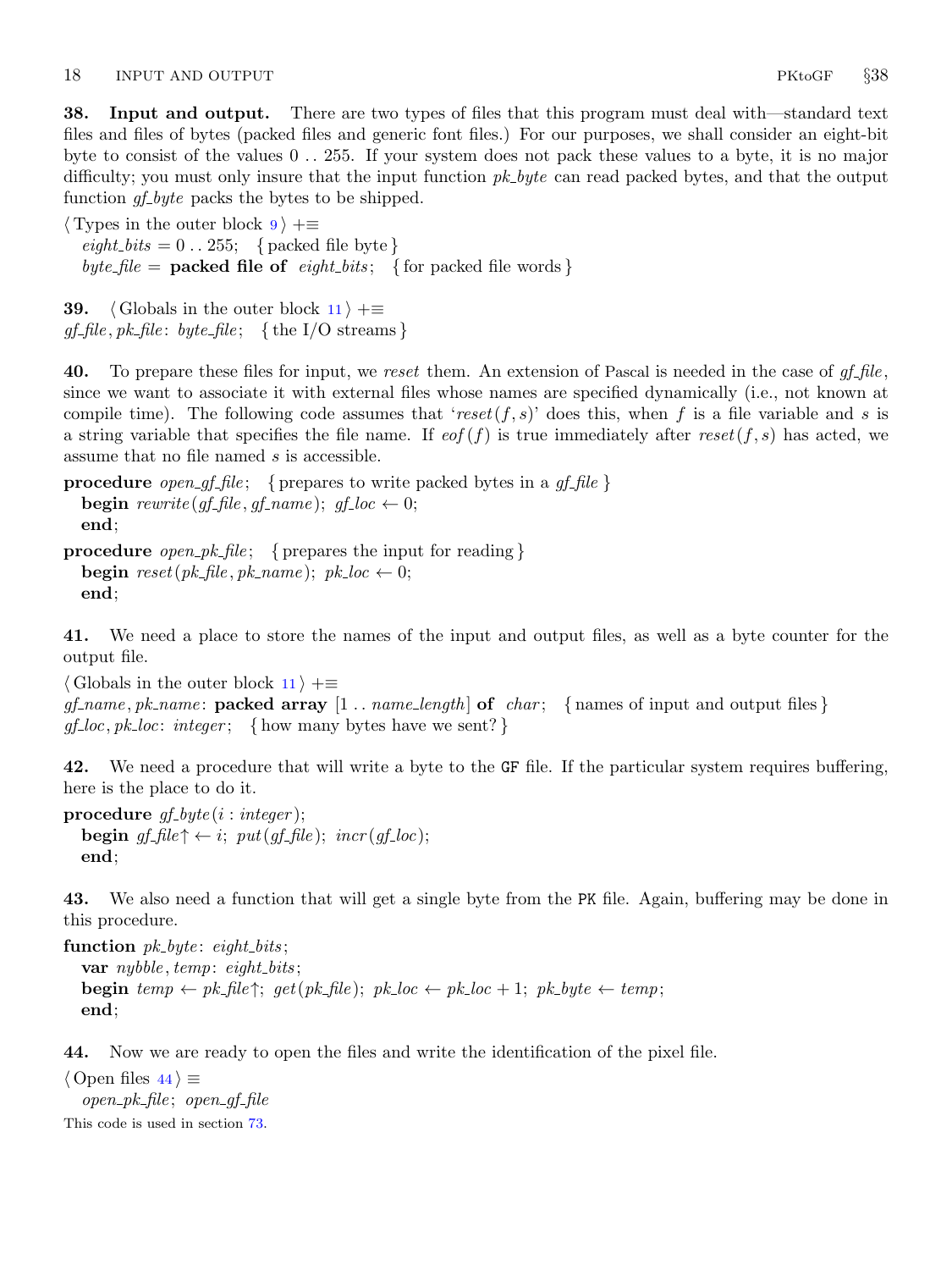**38. Input and output.** There are two types of files that this program must deal with—standard text files and files of bytes (packed files and generic font files.) For our purposes, we shall consider an eight-bit byte to consist of the values 0 .. 255. If your system does not pack these values to a byte, it is no major difficulty; you must only insure that the input function *pk_byte* can read packed bytes, and that the output function *gf_byte* packs the bytes to be shipped.

⟨ Types in the outer block 9 ⟩ +≡
*eight_bits* = 0 .. 255; { packed file byte }
*byte_file* = **packed file of** *eight_bits*; { for packed file words }

**39.** ⟨ Globals in the outer block 11 ⟩ +≡
*gf_file*, *pk_file*: *byte_file*; { the I/O streams }

**40.** To prepare these files for input, we *reset* them. An extension of Pascal is needed in the case of *gf_file*, since we want to associate it with external files whose names are specified dynamically (i.e., not known at compile time). The following code assumes that '*reset*(*f*, *s*)' does this, when *f* is a file variable and *s* is a string variable that specifies the file name. If *eof*(*f*) is true immediately after *reset*(*f*, *s*) has acted, we assume that no file named *s* is accessible.

**procedure** *open_gf_file*; { prepares to write packed bytes in a *gf_file* }
**begin** *rewrite*(*gf_file*, *gf_name*); *gf_loc* ← 0;
**end**;

**procedure** *open_pk_file*; { prepares the input for reading }
**begin** *reset*(*pk_file*, *pk_name*); *pk_loc* ← 0;
**end**;

**41.** We need a place to store the names of the input and output files, as well as a byte counter for the output file.

⟨ Globals in the outer block 11 ⟩ +≡
*gf_name*, *pk_name*: **packed array** [1 .. *name_length*] **of** *char*; { names of input and output files }
*gf_loc*, *pk_loc*: *integer*; { how many bytes have we sent? }

**42.** We need a procedure that will write a byte to the GF file. If the particular system requires buffering, here is the place to do it.

**procedure** *gf_byte*(*i* : *integer*);
**begin** *gf_file*↑ ← *i*; *put*(*gf_file*); *incr*(*gf_loc*);
**end**;

**43.** We also need a function that will get a single byte from the PK file. Again, buffering may be done in this procedure.

**function** *pk_byte*: *eight_bits*;
**var** *nybble*, *temp*: *eight_bits*;
**begin** *temp* ← *pk_file*↑; *get*(*pk_file*); *pk_loc* ← *pk_loc* + 1; *pk_byte* ← *temp*;
**end**;

**44.** Now we are ready to open the files and write the identification of the pixel file.

⟨ Open files 44 ⟩ ≡
*open_pk_file*; *open_gf_file*

This code is used in section 73.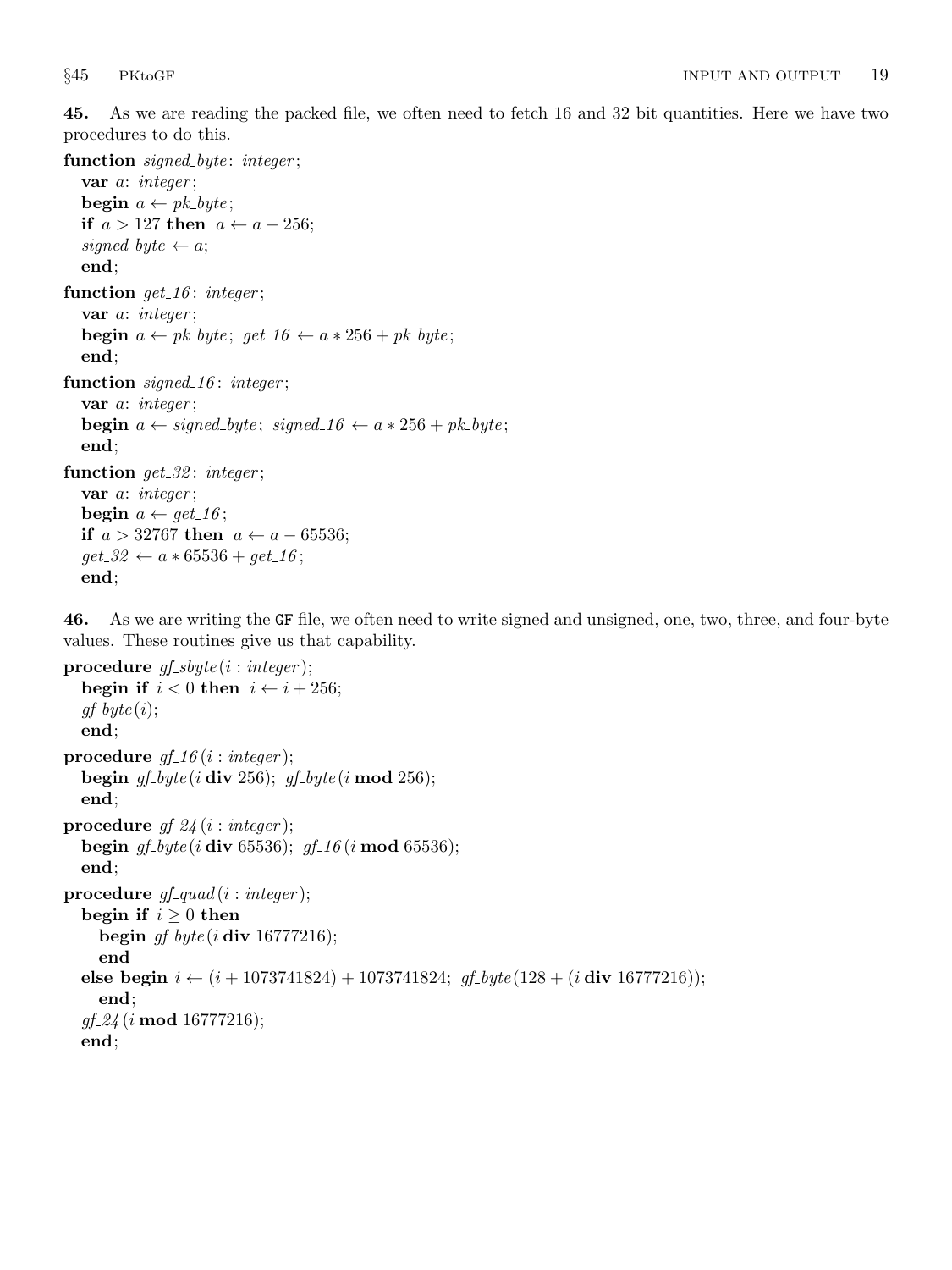**45.** As we are reading the packed file, we often need to fetch 16 and 32 bit quantities. Here we have two procedures to do this.

```
function signed_byte: integer;
  var a: integer;
  begin a ← pk_byte;
  if a > 127 then a ← a − 256;
  signed_byte ← a;
  end;
function get_16: integer;
  var a: integer;
  begin a ← pk_byte; get_16 ← a * 256 + pk_byte;
  end;
function signed_16: integer;
  var a: integer;
  begin a ← signed_byte; signed_16 ← a * 256 + pk_byte;
  end;
function get_32: integer;
  var a: integer;
  begin a ← get_16;
  if a > 32767 then a ← a − 65536;
  get_32 ← a * 65536 + get_16;
  end;
```

**46.** As we are writing the GF file, we often need to write signed and unsigned, one, two, three, and four-byte values. These routines give us that capability.

```
procedure gf_sbyte(i : integer);
  begin if i < 0 then i ← i + 256;
  gf_byte(i);
  end;
procedure gf_16(i : integer);
  begin gf_byte(i div 256); gf_byte(i mod 256);
  end;
procedure gf_24(i : integer);
  begin gf_byte(i div 65536); gf_16(i mod 65536);
  end;
procedure gf_quad(i : integer);
  begin if i ≥ 0 then
    begin gf_byte(i div 16777216);
    end
  else begin i ← (i + 1073741824) + 1073741824; gf_byte(128 + (i div 16777216));
    end;
  gf_24(i mod 16777216);
  end;
```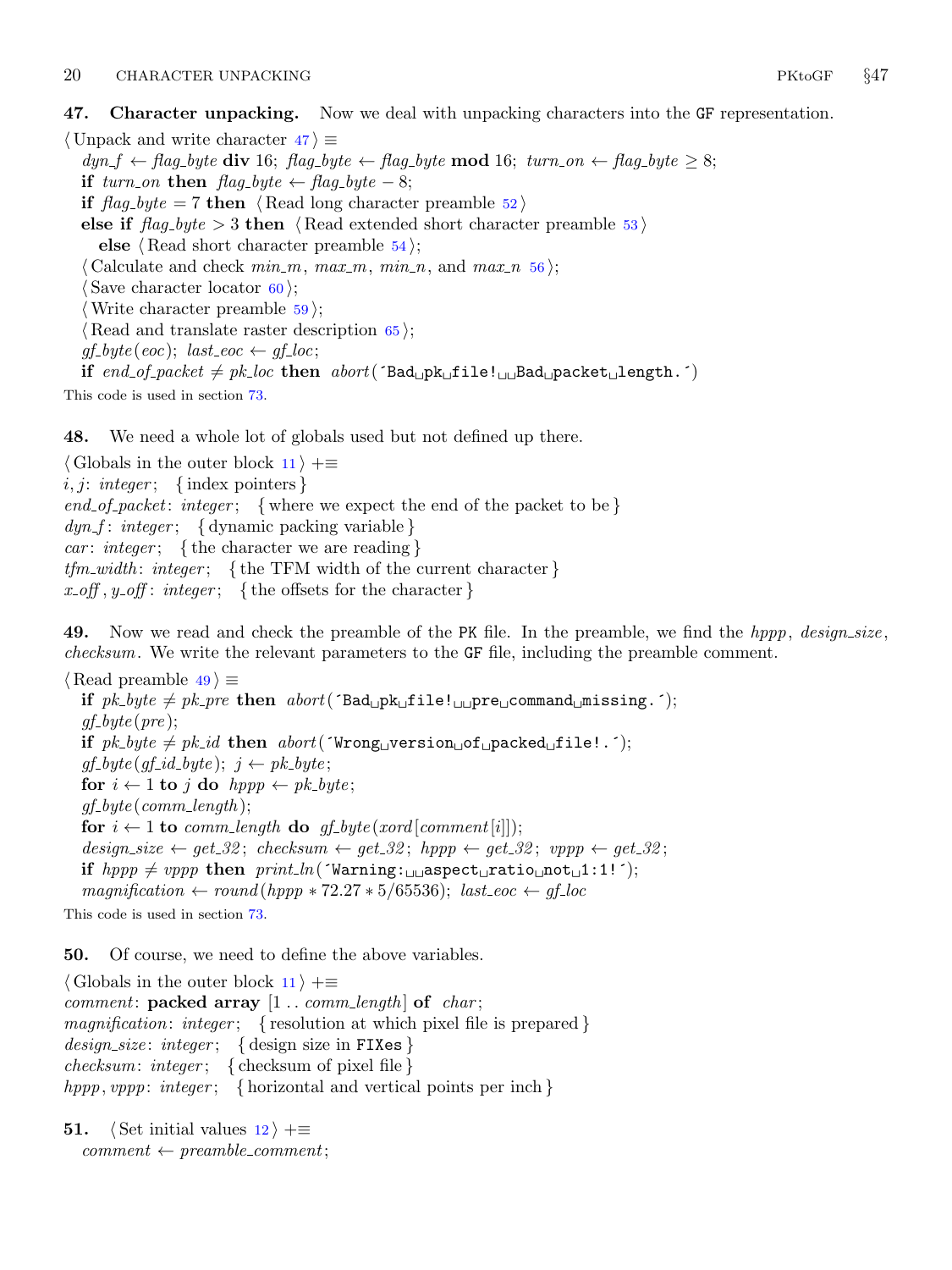**47. Character unpacking.** Now we deal with unpacking characters into the GF representation.

⟨Unpack and write character 47⟩ ≡
  *dyn_f* ← *flag_byte* **div** 16; *flag_byte* ← *flag_byte* **mod** 16; *turn_on* ← *flag_byte* ≥ 8;
  **if** *turn_on* **then** *flag_byte* ← *flag_byte* − 8;
  **if** *flag_byte* = 7 **then** ⟨Read long character preamble 52⟩
  **else if** *flag_byte* > 3 **then** ⟨Read extended short character preamble 53⟩
    **else** ⟨Read short character preamble 54⟩;
  ⟨Calculate and check *min_m*, *max_m*, *min_n*, and *max_n* 56⟩;
  ⟨Save character locator 60⟩;
  ⟨Write character preamble 59⟩;
  ⟨Read and translate raster description 65⟩;
  *gf_byte*(*eoc*); *last_eoc* ← *gf_loc*;
  **if** *end_of_packet* ≠ *pk_loc* **then** *abort*(´Bad␣pk␣file!␣␣Bad␣packet␣length.´)

This code is used in section 73.

**48.** We need a whole lot of globals used but not defined up there.

⟨Globals in the outer block 11⟩ +≡
*i*, *j*: *integer*; {index pointers}
*end_of_packet*: *integer*; {where we expect the end of the packet to be}
*dyn_f*: *integer*; {dynamic packing variable}
*car*: *integer*; {the character we are reading}
*tfm_width*: *integer*; {the TFM width of the current character}
*x_off*, *y_off*: *integer*; {the offsets for the character}

**49.** Now we read and check the preamble of the PK file. In the preamble, we find the *hppp*, *design_size*, *checksum*. We write the relevant parameters to the GF file, including the preamble comment.

⟨Read preamble 49⟩ ≡
  **if** *pk_byte* ≠ *pk_pre* **then** *abort*(´Bad␣pk␣file!␣␣pre␣command␣missing.´);
  *gf_byte*(*pre*);
  **if** *pk_byte* ≠ *pk_id* **then** *abort*(´Wrong␣version␣of␣packed␣file!.´);
  *gf_byte*(*gf_id_byte*); *j* ← *pk_byte*;
  **for** *i* ← 1 **to** *j* **do** *hppp* ← *pk_byte*;
  *gf_byte*(*comm_length*);
  **for** *i* ← 1 **to** *comm_length* **do** *gf_byte*(*xord*[*comment*[*i*]]);
  *design_size* ← *get_32*; *checksum* ← *get_32*; *hppp* ← *get_32*; *vppp* ← *get_32*;
  **if** *hppp* ≠ *vppp* **then** *print_ln*(´Warning:␣␣aspect␣ratio␣not␣1:1!´);
  *magnification* ← *round*(*hppp* ∗ 72.27 ∗ 5/65536); *last_eoc* ← *gf_loc*

This code is used in section 73.

**50.** Of course, we need to define the above variables.

⟨Globals in the outer block 11⟩ +≡
*comment*: **packed array** [1 .. *comm_length*] **of** *char*;
*magnification*: *integer*; {resolution at which pixel file is prepared}
*design_size*: *integer*; {design size in FIXes}
*checksum*: *integer*; {checksum of pixel file}
*hppp*, *vppp*: *integer*; {horizontal and vertical points per inch}

**51.** ⟨Set initial values 12⟩ +≡
  *comment* ← *preamble_comment*;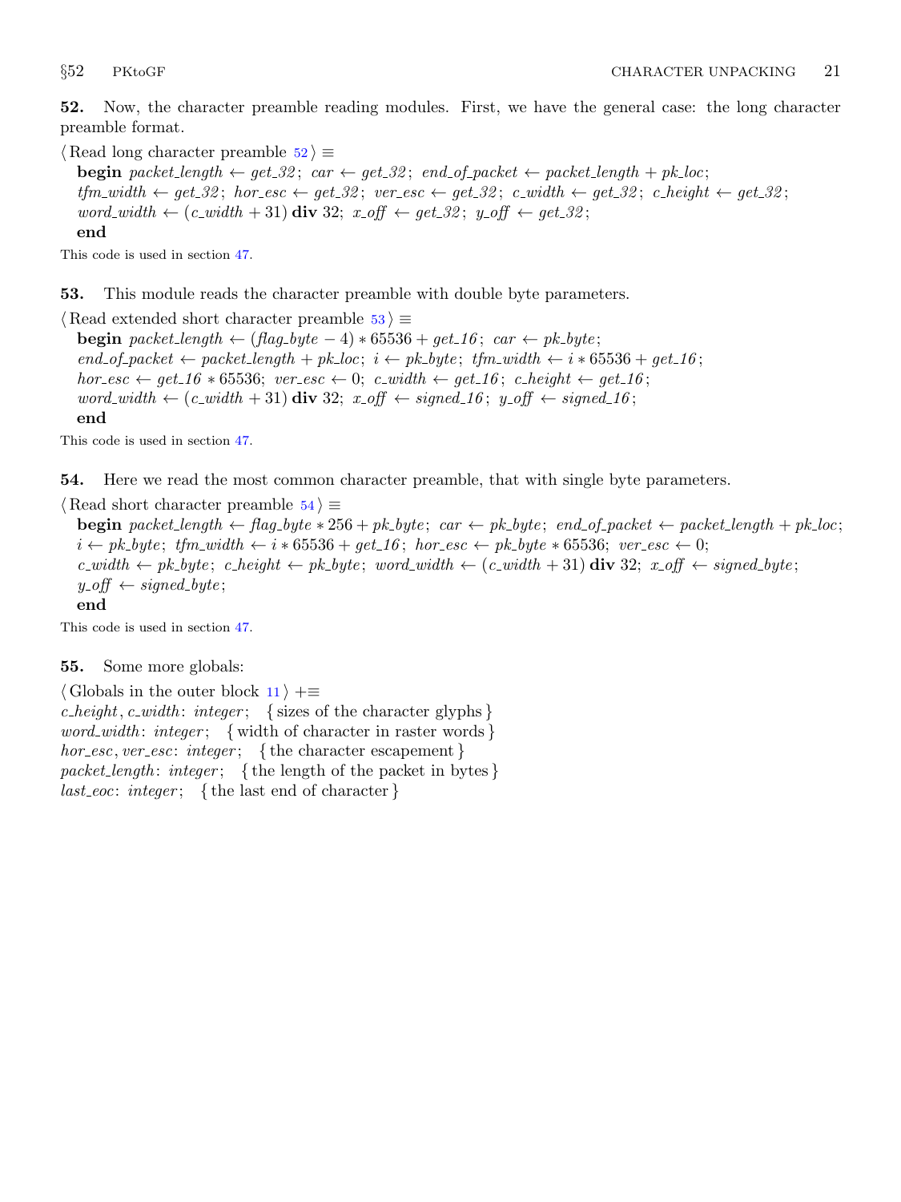**52.** Now, the character preamble reading modules. First, we have the general case: the long character preamble format.

⟨ Read long character preamble 52 ⟩ ≡
  **begin** *packet_length* ← *get_32*; *car* ← *get_32*; *end_of_packet* ← *packet_length* + *pk_loc*;
  *tfm_width* ← *get_32*; *hor_esc* ← *get_32*; *ver_esc* ← *get_32*; *c_width* ← *get_32*; *c_height* ← *get_32*;
  *word_width* ← (*c_width* + 31) **div** 32; *x_off* ← *get_32*; *y_off* ← *get_32*;
  **end**

This code is used in section 47.

**53.** This module reads the character preamble with double byte parameters.

⟨ Read extended short character preamble 53 ⟩ ≡
  **begin** *packet_length* ← (*flag_byte* − 4) ∗ 65536 + *get_16*; *car* ← *pk_byte*;
  *end_of_packet* ← *packet_length* + *pk_loc*; *i* ← *pk_byte*; *tfm_width* ← *i* ∗ 65536 + *get_16*;
  *hor_esc* ← *get_16* ∗ 65536; *ver_esc* ← 0; *c_width* ← *get_16*; *c_height* ← *get_16*;
  *word_width* ← (*c_width* + 31) **div** 32; *x_off* ← *signed_16*; *y_off* ← *signed_16*;
  **end**

This code is used in section 47.

**54.** Here we read the most common character preamble, that with single byte parameters.

⟨ Read short character preamble 54 ⟩ ≡
  **begin** *packet_length* ← *flag_byte* ∗ 256 + *pk_byte*; *car* ← *pk_byte*; *end_of_packet* ← *packet_length* + *pk_loc*;
  *i* ← *pk_byte*; *tfm_width* ← *i* ∗ 65536 + *get_16*; *hor_esc* ← *pk_byte* ∗ 65536; *ver_esc* ← 0;
  *c_width* ← *pk_byte*; *c_height* ← *pk_byte*; *word_width* ← (*c_width* + 31) **div** 32; *x_off* ← *signed_byte*;
  *y_off* ← *signed_byte*;
  **end**

This code is used in section 47.

**55.** Some more globals:

⟨ Globals in the outer block 11 ⟩ +≡
*c_height*, *c_width*: *integer*; { sizes of the character glyphs }
*word_width*: *integer*; { width of character in raster words }
*hor_esc*, *ver_esc*: *integer*; { the character escapement }
*packet_length*: *integer*; { the length of the packet in bytes }
*last_eoc*: *integer*; { the last end of character }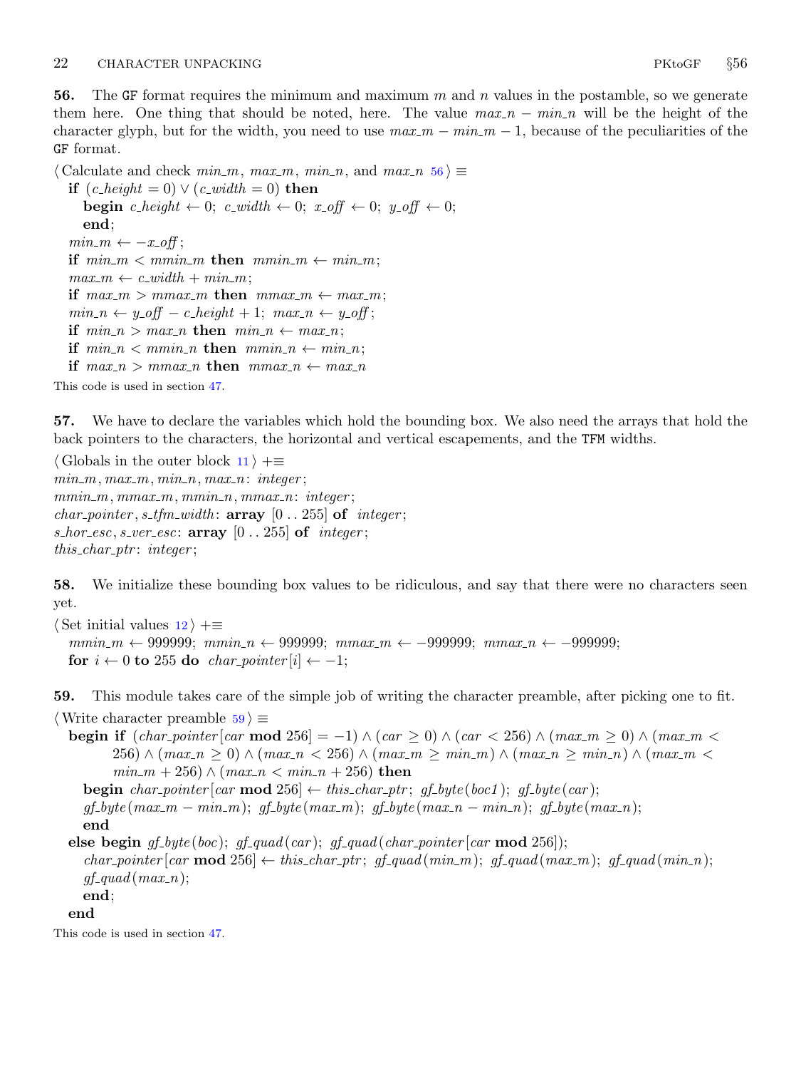**56.** The GF format requires the minimum and maximum $m$ and $n$ values in the postamble, so we generate them here. One thing that should be noted, here. The value $max\_n - min\_n$ will be the height of the character glyph, but for the width, you need to use $max\_m - min\_m - 1$, because of the peculiarities of the GF format.

⟨ Calculate and check *min_m*, *max_m*, *min_n*, and *max_n* 56 ⟩ ≡

```
if (c_height = 0) ∨ (c_width = 0) then
   begin c_height ← 0; c_width ← 0; x_off ← 0; y_off ← 0;
   end;
min_m ← −x_off;
if min_m < mmin_m then mmin_m ← min_m;
max_m ← c_width + min_m;
if max_m > mmax_m then mmax_m ← max_m;
min_n ← y_off − c_height + 1; max_n ← y_off;
if min_n > max_n then min_n ← max_n;
if min_n < mmin_n then mmin_n ← min_n;
if max_n > mmax_n then mmax_n ← max_n
```

This code is used in section 47.

**57.** We have to declare the variables which hold the bounding box. We also need the arrays that hold the back pointers to the characters, the horizontal and vertical escapements, and the TFM widths.

⟨ Globals in the outer block 11 ⟩ +≡

```
min_m, max_m, min_n, max_n: integer;
mmin_m, mmax_m, mmin_n, mmax_n: integer;
char_pointer, s_tfm_width: array [0 .. 255] of integer;
s_hor_esc, s_ver_esc: array [0 .. 255] of integer;
this_char_ptr: integer;
```

**58.** We initialize these bounding box values to be ridiculous, and say that there were no characters seen yet.

⟨ Set initial values 12 ⟩ +≡

```
mmin_m ← 999999; mmin_n ← 999999; mmax_m ← −999999; mmax_n ← −999999;
for i ← 0 to 255 do char_pointer[i] ← −1;
```

**59.** This module takes care of the simple job of writing the character preamble, after picking one to fit.

⟨ Write character preamble 59 ⟩ ≡

```
begin if (char_pointer[car mod 256] = −1) ∧ (car ≥ 0) ∧ (car < 256) ∧ (max_m ≥ 0) ∧ (max_m <
      256) ∧ (max_n ≥ 0) ∧ (max_n < 256) ∧ (max_m ≥ min_m) ∧ (max_n ≥ min_n) ∧ (max_m <
      min_m + 256) ∧ (max_n < min_n + 256) then
   begin char_pointer[car mod 256] ← this_char_ptr; gf_byte(boc1); gf_byte(car);
   gf_byte(max_m − min_m); gf_byte(max_m); gf_byte(max_n − min_n); gf_byte(max_n);
   end
else begin gf_byte(boc); gf_quad(car); gf_quad(char_pointer[car mod 256]);
   char_pointer[car mod 256] ← this_char_ptr; gf_quad(min_m); gf_quad(max_m); gf_quad(min_n);
   gf_quad(max_n);
   end;
end
```

This code is used in section 47.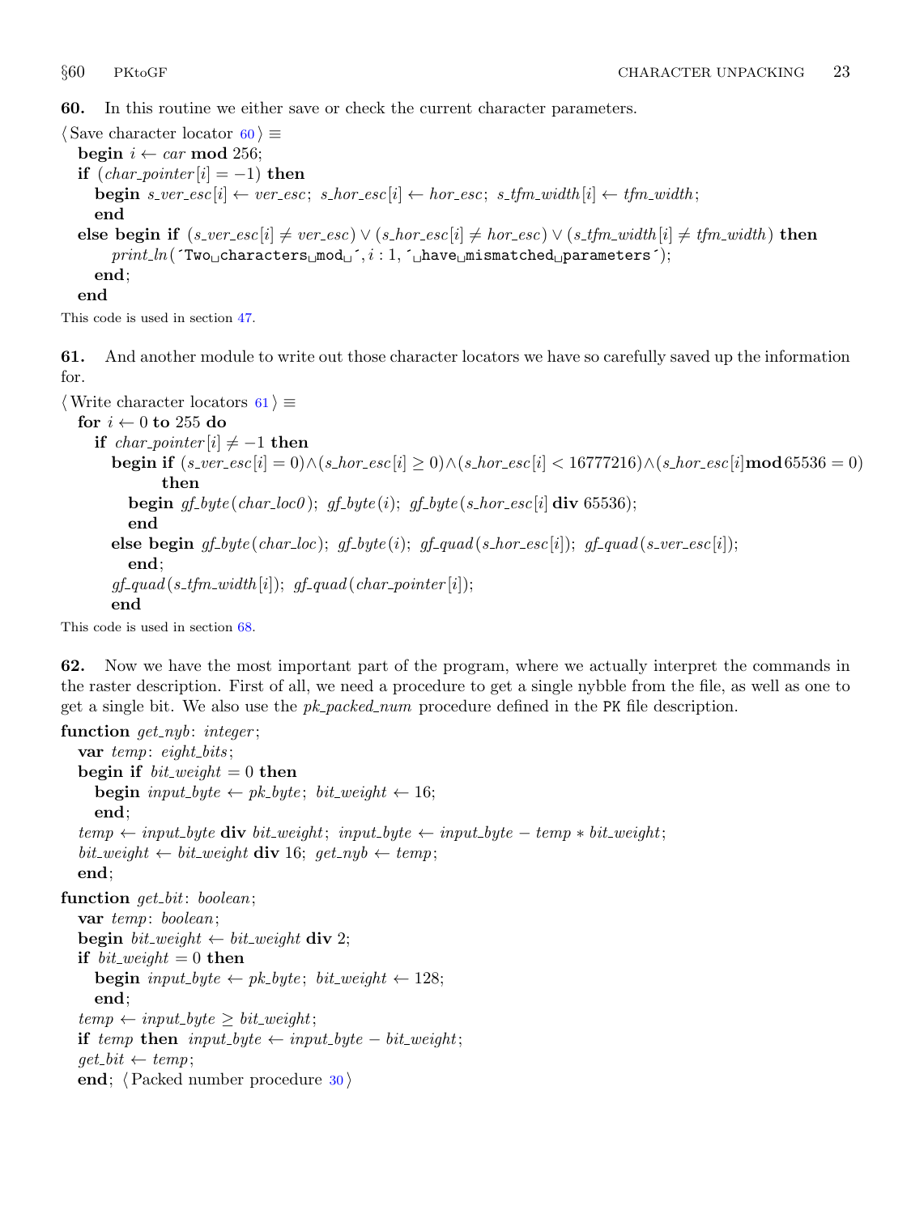**60.** In this routine we either save or check the current character parameters.

```
⟨ Save character locator 60 ⟩ ≡
  begin i ← car mod 256;
  if (char_pointer[i] = −1) then
    begin s_ver_esc[i] ← ver_esc; s_hor_esc[i] ← hor_esc; s_tfm_width[i] ← tfm_width;
    end
  else begin if (s_ver_esc[i] ≠ ver_esc) ∨ (s_hor_esc[i] ≠ hor_esc) ∨ (s_tfm_width[i] ≠ tfm_width) then
      print_ln('Two characters mod ', i : 1, ' have mismatched parameters');
    end;
  end
```

This code is used in section 47.

**61.** And another module to write out those character locators we have so carefully saved up the information for.

```
⟨ Write character locators 61 ⟩ ≡
  for i ← 0 to 255 do
    if char_pointer[i] ≠ −1 then
      begin if (s_ver_esc[i] = 0) ∧ (s_hor_esc[i] ≥ 0) ∧ (s_hor_esc[i] < 16777216) ∧ (s_hor_esc[i] mod 65536 = 0)
            then
        begin gf_byte(char_loc0); gf_byte(i); gf_byte(s_hor_esc[i] div 65536);
        end
      else begin gf_byte(char_loc); gf_byte(i); gf_quad(s_hor_esc[i]); gf_quad(s_ver_esc[i]);
        end;
      gf_quad(s_tfm_width[i]); gf_quad(char_pointer[i]);
      end
```

This code is used in section 68.

**62.** Now we have the most important part of the program, where we actually interpret the commands in the raster description. First of all, we need a procedure to get a single nybble from the file, as well as one to get a single bit. We also use the *pk_packed_num* procedure defined in the PK file description.

```
function get_nyb: integer;
  var temp: eight_bits;
  begin if bit_weight = 0 then
    begin input_byte ← pk_byte; bit_weight ← 16;
    end;
  temp ← input_byte div bit_weight; input_byte ← input_byte − temp ∗ bit_weight;
  bit_weight ← bit_weight div 16; get_nyb ← temp;
  end;

function get_bit: boolean;
  var temp: boolean;
  begin bit_weight ← bit_weight div 2;
  if bit_weight = 0 then
    begin input_byte ← pk_byte; bit_weight ← 128;
    end;
  temp ← input_byte ≥ bit_weight;
  if temp then input_byte ← input_byte − bit_weight;
  get_bit ← temp;
  end; ⟨ Packed number procedure 30 ⟩
```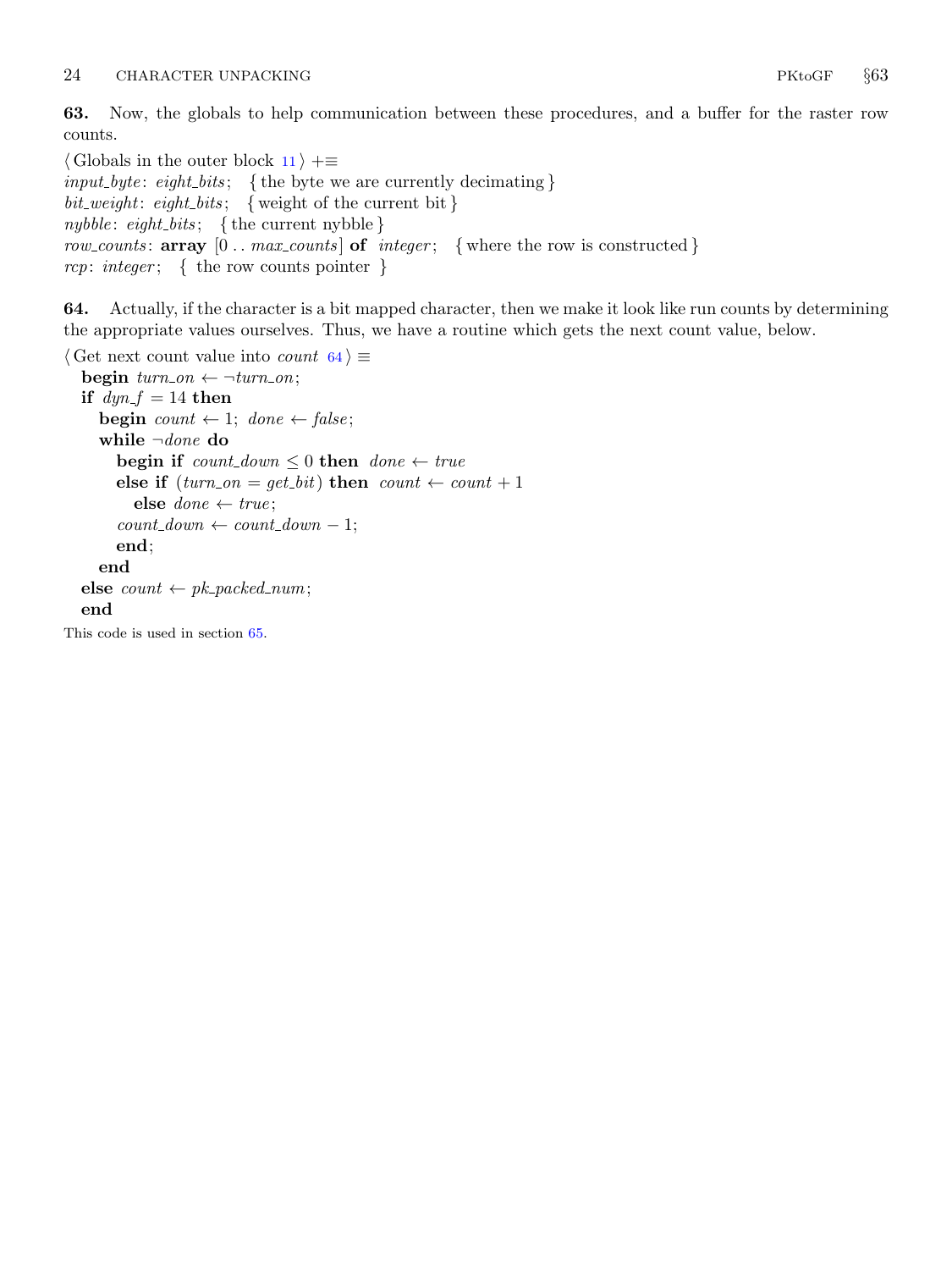**63.** Now, the globals to help communication between these procedures, and a buffer for the raster row counts.

⟨ Globals in the outer block 11 ⟩ +≡

```
input_byte: eight_bits;   { the byte we are currently decimating }
bit_weight: eight_bits;   { weight of the current bit }
nybble: eight_bits;   { the current nybble }
row_counts: array [0 .. max_counts] of integer;   { where the row is constructed }
rcp: integer;   { the row counts pointer }
```

**64.** Actually, if the character is a bit mapped character, then we make it look like run counts by determining the appropriate values ourselves. Thus, we have a routine which gets the next count value, below.

⟨ Get next count value into *count* 64 ⟩ ≡

```
begin turn_on ← ¬turn_on;
if dyn_f = 14 then
  begin count ← 1; done ← false;
  while ¬done do
    begin if count_down ≤ 0 then done ← true
    else if (turn_on = get_bit) then count ← count + 1
      else done ← true;
    count_down ← count_down − 1;
    end;
  end
else count ← pk_packed_num;
end
```

This code is used in section 65.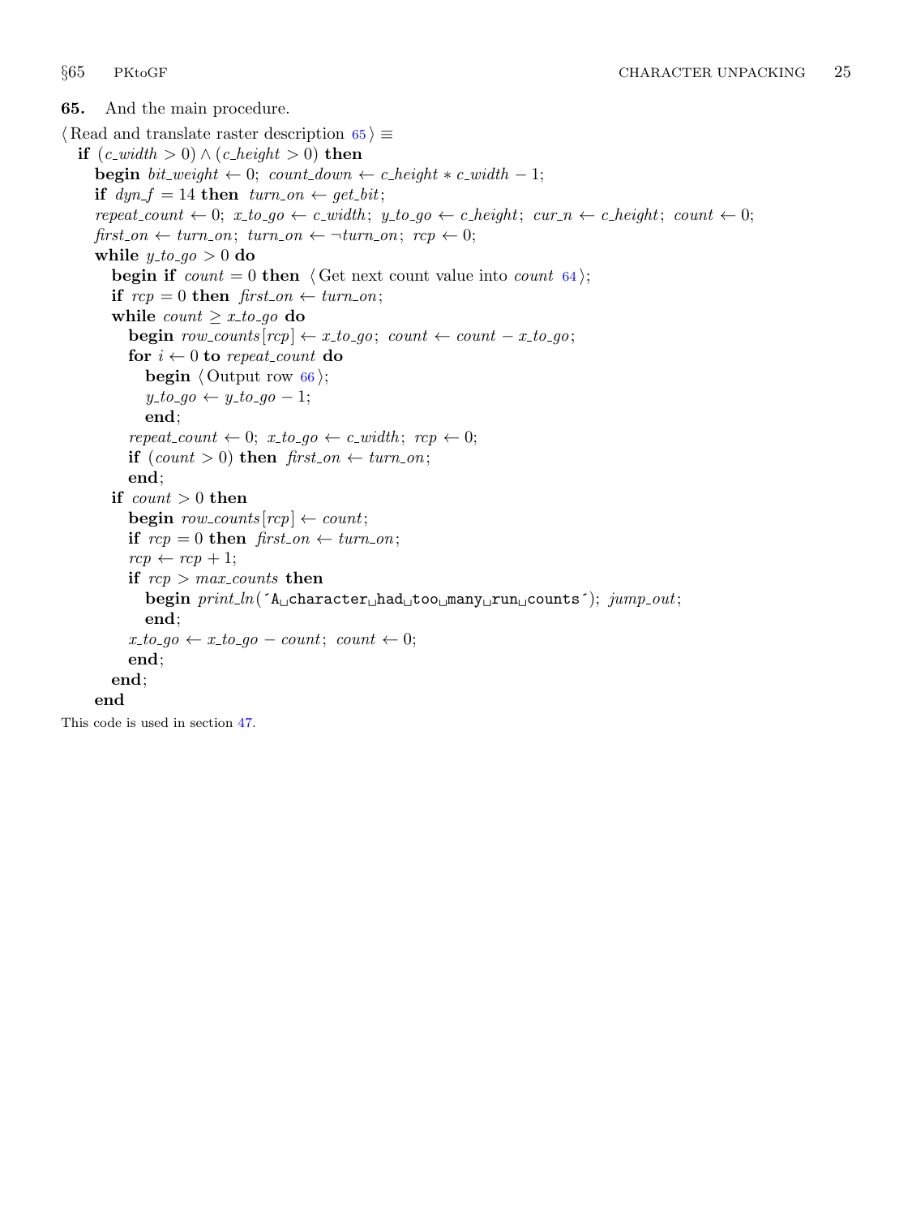**65.** And the main procedure.

⟨ Read and translate raster description 65 ⟩ ≡

```
if (c_width > 0) ∧ (c_height > 0) then
  begin bit_weight ← 0; count_down ← c_height * c_width − 1;
  if dyn_f = 14 then turn_on ← get_bit;
  repeat_count ← 0; x_to_go ← c_width; y_to_go ← c_height; cur_n ← c_height; count ← 0;
  first_on ← turn_on; turn_on ← ¬turn_on; rcp ← 0;
  while y_to_go > 0 do
    begin if count = 0 then ⟨ Get next count value into count 64 ⟩;
    if rcp = 0 then first_on ← turn_on;
    while count ≥ x_to_go do
      begin row_counts[rcp] ← x_to_go; count ← count − x_to_go;
      for i ← 0 to repeat_count do
        begin ⟨ Output row 66 ⟩;
        y_to_go ← y_to_go − 1;
        end;
      repeat_count ← 0; x_to_go ← c_width; rcp ← 0;
      if (count > 0) then first_on ← turn_on;
      end;
    if count > 0 then
      begin row_counts[rcp] ← count;
      if rcp = 0 then first_on ← turn_on;
      rcp ← rcp + 1;
      if rcp > max_counts then
        begin print_ln(´A character had too many run counts´); jump_out;
        end;
      x_to_go ← x_to_go − count; count ← 0;
      end;
    end;
  end
```

This code is used in section 47.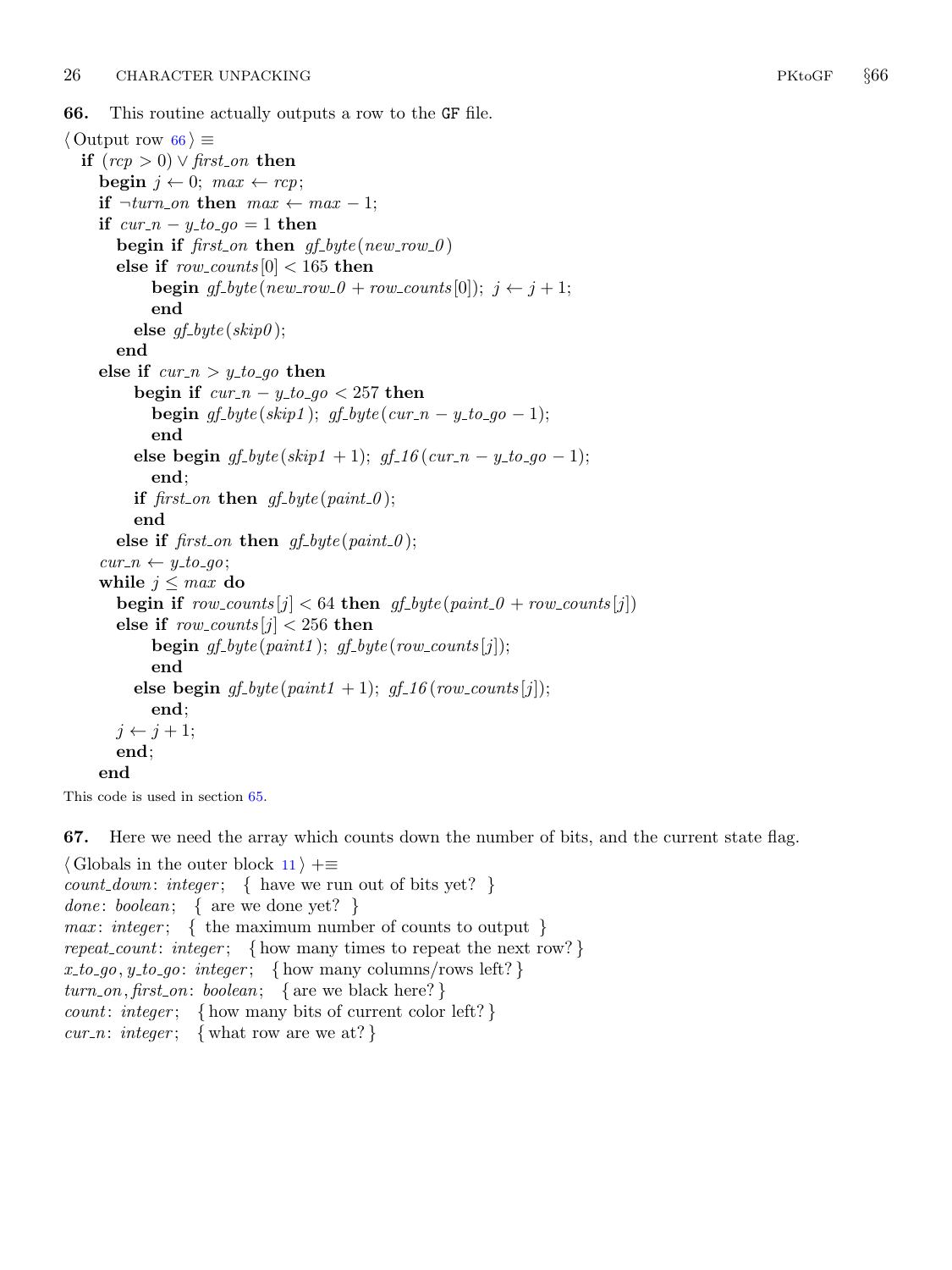**66.** This routine actually outputs a row to the GF file.

⟨ Output row 66 ⟩ ≡

```
if (rcp > 0) ∨ first_on then
  begin j ← 0; max ← rcp;
  if ¬turn_on then max ← max − 1;
  if cur_n − y_to_go = 1 then
    begin if first_on then gf_byte(new_row_0)
    else if row_counts[0] < 165 then
        begin gf_byte(new_row_0 + row_counts[0]); j ← j + 1;
        end
      else gf_byte(skip0);
    end
  else if cur_n > y_to_go then
      begin if cur_n − y_to_go < 257 then
        begin gf_byte(skip1); gf_byte(cur_n − y_to_go − 1);
        end
      else begin gf_byte(skip1 + 1); gf_16(cur_n − y_to_go − 1);
        end;
      if first_on then gf_byte(paint_0);
      end
    else if first_on then gf_byte(paint_0);
  cur_n ← y_to_go;
  while j ≤ max do
    begin if row_counts[j] < 64 then gf_byte(paint_0 + row_counts[j])
    else if row_counts[j] < 256 then
        begin gf_byte(paint1); gf_byte(row_counts[j]);
        end
      else begin gf_byte(paint1 + 1); gf_16(row_counts[j]);
        end;
    j ← j + 1;
    end;
  end
```

This code is used in section 65.

**67.** Here we need the array which counts down the number of bits, and the current state flag.

⟨ Globals in the outer block 11 ⟩ +≡

```
count_down: integer;   { have we run out of bits yet? }
done: boolean;   { are we done yet? }
max: integer;   { the maximum number of counts to output }
repeat_count: integer;   { how many times to repeat the next row? }
x_to_go, y_to_go: integer;   { how many columns/rows left? }
turn_on, first_on: boolean;   { are we black here? }
count: integer;   { how many bits of current color left? }
cur_n: integer;   { what row are we at? }
```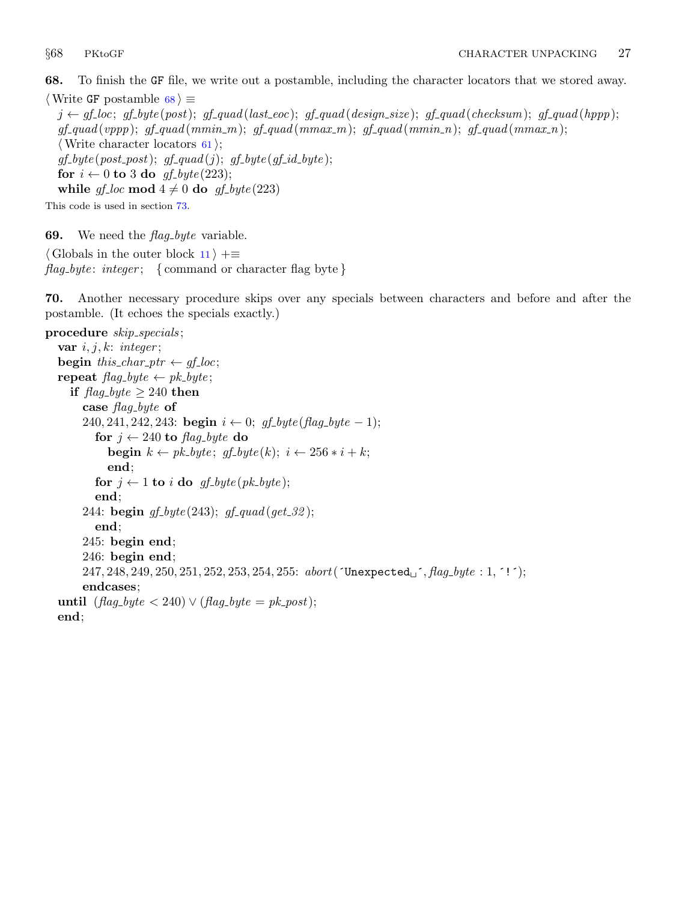**68.** To finish the GF file, we write out a postamble, including the character locators that we stored away.

⟨ Write GF postamble 68 ⟩ ≡

```
j ← gf_loc; gf_byte(post); gf_quad(last_eoc); gf_quad(design_size); gf_quad(checksum); gf_quad(hppp);
gf_quad(vppp); gf_quad(mmin_m); gf_quad(mmax_m); gf_quad(mmin_n); gf_quad(mmax_n);
⟨ Write character locators 61 ⟩;
gf_byte(post_post); gf_quad(j); gf_byte(gf_id_byte);
for i ← 0 to 3 do gf_byte(223);
while gf_loc mod 4 ≠ 0 do gf_byte(223)
```

This code is used in section 73.

**69.** We need the *flag_byte* variable.

⟨ Globals in the outer block 11 ⟩ +≡

*flag_byte*: *integer*; { command or character flag byte }

**70.** Another necessary procedure skips over any specials between characters and before and after the postamble. (It echoes the specials exactly.)

```
procedure skip_specials;
  var i, j, k: integer;
  begin this_char_ptr ← gf_loc;
  repeat flag_byte ← pk_byte;
    if flag_byte ≥ 240 then
      case flag_byte of
      240, 241, 242, 243: begin i ← 0; gf_byte(flag_byte − 1);
        for j ← 240 to flag_byte do
          begin k ← pk_byte; gf_byte(k); i ← 256 ∗ i + k;
          end;
        for j ← 1 to i do gf_byte(pk_byte);
        end;
      244: begin gf_byte(243); gf_quad(get_32);
        end;
      245: begin end;
      246: begin end;
      247, 248, 249, 250, 251, 252, 253, 254, 255: abort('Unexpected␣', flag_byte : 1, '!');
      endcases;
  until (flag_byte < 240) ∨ (flag_byte = pk_post);
  end;
```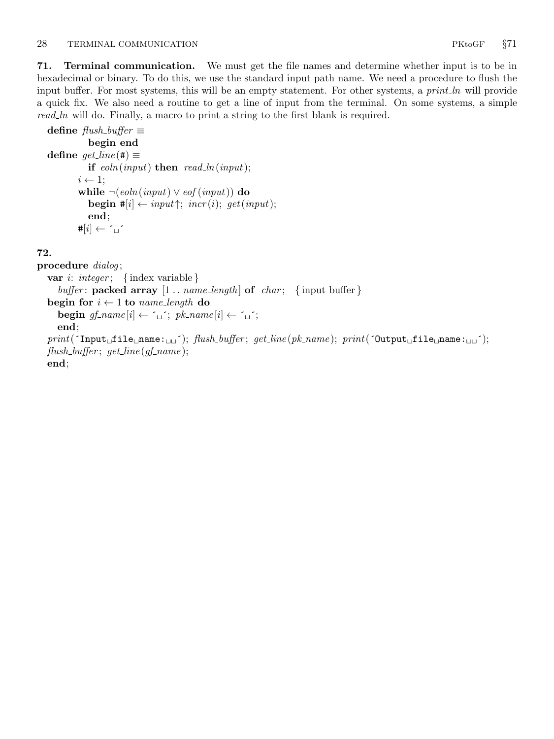**71. Terminal communication.** We must get the file names and determine whether input is to be in hexadecimal or binary. To do this, we use the standard input path name. We need a procedure to flush the input buffer. For most systems, this will be an empty statement. For other systems, a *print_ln* will provide a quick fix. We also need a routine to get a line of input from the terminal. On some systems, a simple *read_ln* will do. Finally, a macro to print a string to the first blank is required.

```
define flush_buffer ≡
          begin end
define get_line(#) ≡
          if eoln(input) then read_ln(input);
        i ← 1;
        while ¬(eoln(input) ∨ eof(input)) do
          begin #[i] ← input↑; incr(i); get(input);
          end;
        #[i] ← ´␣´
```

**72.**

```
procedure dialog;
  var i: integer;  { index variable }
    buffer: packed array [1 .. name_length] of char;  { input buffer }
  begin for i ← 1 to name_length do
    begin gf_name[i] ← ´␣´; pk_name[i] ← ´␣´;
    end;
  print(´Input␣file␣name:␣␣´); flush_buffer; get_line(pk_name); print(´Output␣file␣name:␣␣´);
  flush_buffer; get_line(gf_name);
  end;
```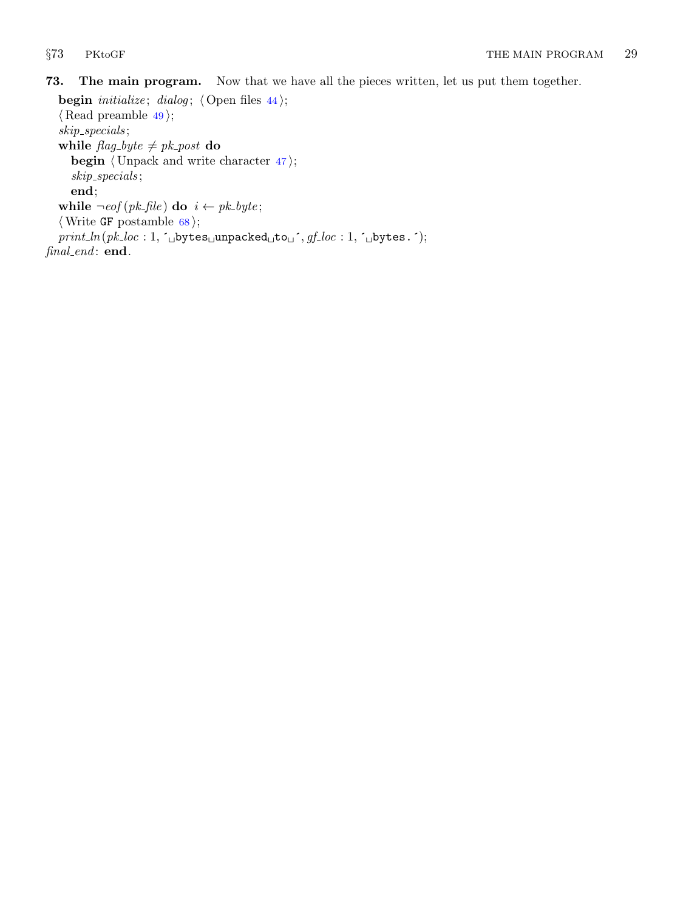**73. The main program.** Now that we have all the pieces written, let us put them together.

```
begin initialize; dialog; ⟨Open files 44⟩;
⟨Read preamble 49⟩;
skip_specials;
while flag_byte ≠ pk_post do
  begin ⟨Unpack and write character 47⟩;
  skip_specials;
  end;
while ¬eof(pk_file) do i ← pk_byte;
⟨Write GF postamble 68⟩;
print_ln(pk_loc : 1, ´␣bytes␣unpacked␣to␣´, gf_loc : 1, ´␣bytes.´);
final_end: end.
```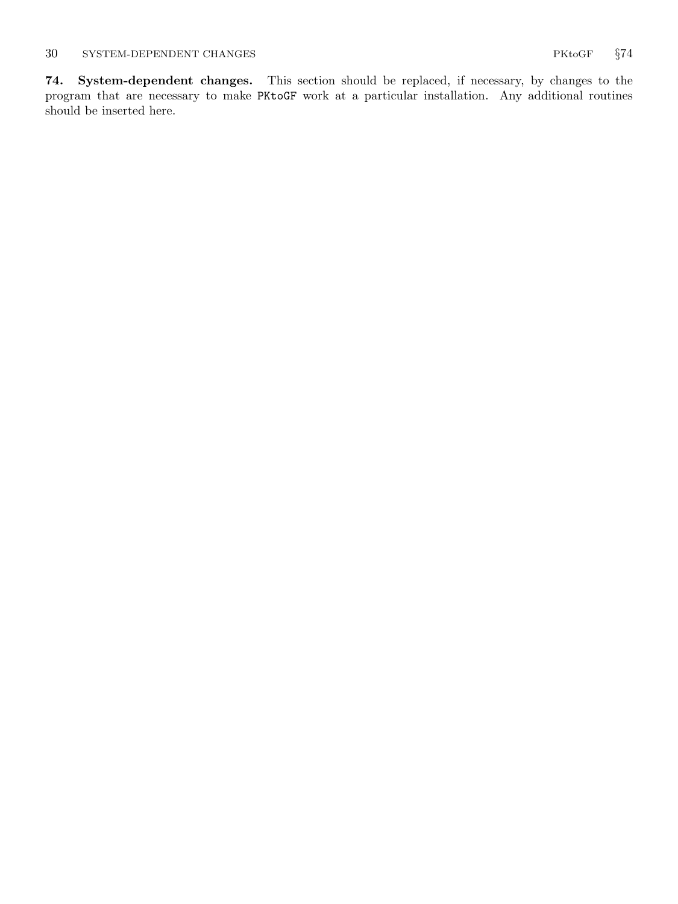**74. System-dependent changes.** This section should be replaced, if necessary, by changes to the program that are necessary to make `PKtoGF` work at a particular installation. Any additional routines should be inserted here.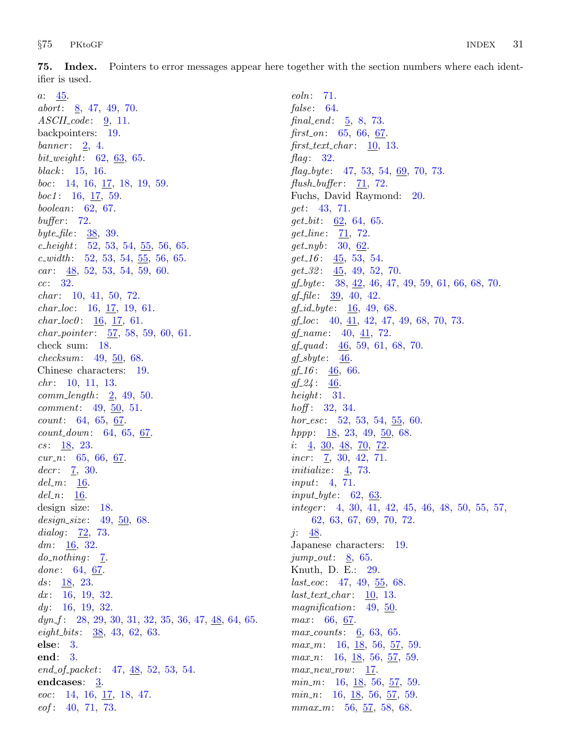**75. Index.** Pointers to error messages appear here together with the section numbers where each identifier is used.

*a*: 45.
*abort*: 8, 47, 49, 70.
*ASCII_code*: 9, 11.
backpointers: 19.
*banner*: 2, 4.
*bit_weight*: 62, 63, 65.
*black*: 15, 16.
*boc*: 14, 16, 17, 18, 19, 59.
*boc1*: 16, 17, 59.
*boolean*: 62, 67.
*buffer*: 72.
*byte_file*: 38, 39.
*c_height*: 52, 53, 54, 55, 56, 65.
*c_width*: 52, 53, 54, 55, 56, 65.
*car*: 48, 52, 53, 54, 59, 60.
*cc*: 32.
*char*: 10, 41, 50, 72.
*char_loc*: 16, 17, 19, 61.
*char_loc0*: 16, 17, 61.
*char_pointer*: 57, 58, 59, 60, 61.
check sum: 18.
*checksum*: 49, 50, 68.
Chinese characters: 19.
*chr*: 10, 11, 13.
*comm_length*: 2, 49, 50.
*comment*: 49, 50, 51.
*count*: 64, 65, 67.
*count_down*: 64, 65, 67.
*cs*: 18, 23.
*cur_n*: 65, 66, 67.
*decr*: 7, 30.
*del_m*: 16.
*del_n*: 16.
design size: 18.
*design_size*: 49, 50, 68.
*dialog*: 72, 73.
*dm*: 16, 32.
*do_nothing*: 7.
*done*: 64, 67.
*ds*: 18, 23.
*dx*: 16, 19, 32.
*dy*: 16, 19, 32.
*dyn_f*: 28, 29, 30, 31, 32, 35, 36, 47, 48, 64, 65.
*eight_bits*: 38, 43, 62, 63.
**else**: 3.
**end**: 3.
*end_of_packet*: 47, 48, 52, 53, 54.
**endcases**: 3.
*eoc*: 14, 16, 17, 18, 47.
*eof*: 40, 71, 73.
*eoln*: 71.
*false*: 64.
*final_end*: 5, 8, 73.
*first_on*: 65, 66, 67.
*first_text_char*: 10, 13.
*flag*: 32.
*flag_byte*: 47, 53, 54, 69, 70, 73.
*flush_buffer*: 71, 72.
Fuchs, David Raymond: 20.
*get*: 43, 71.
*get_bit*: 62, 64, 65.
*get_line*: 71, 72.
*get_nyb*: 30, 62.
*get_16*: 45, 53, 54.
*get_32*: 45, 49, 52, 70.
*gf_byte*: 38, 42, 46, 47, 49, 59, 61, 66, 68, 70.
*gf_file*: 39, 40, 42.
*gf_id_byte*: 16, 49, 68.
*gf_loc*: 40, 41, 42, 47, 49, 68, 70, 73.
*gf_name*: 40, 41, 72.
*gf_quad*: 46, 59, 61, 68, 70.
*gf_sbyte*: 46.
*gf_16*: 46, 66.
*gf_24*: 46.
*height*: 31.
*hoff*: 32, 34.
*hor_esc*: 52, 53, 54, 55, 60.
*hppp*: 18, 23, 49, 50, 68.
*i*: 4, 30, 48, 70, 72.
*incr*: 7, 30, 42, 71.
*initialize*: 4, 73.
*input*: 4, 71.
*input_byte*: 62, 63.
*integer*: 4, 30, 41, 42, 45, 46, 48, 50, 55, 57, 62, 63, 67, 69, 70, 72.
*j*: 48.
Japanese characters: 19.
*jump_out*: 8, 65.
Knuth, D. E.: 29.
*last_eoc*: 47, 49, 55, 68.
*last_text_char*: 10, 13.
*magnification*: 49, 50.
*max*: 66, 67.
*max_counts*: 6, 63, 65.
*max_m*: 16, 18, 56, 57, 59.
*max_n*: 16, 18, 56, 57, 59.
*max_new_row*: 17.
*min_m*: 16, 18, 56, 57, 59.
*min_n*: 16, 18, 56, 57, 59.
*mmax_m*: 56, 57, 58, 68.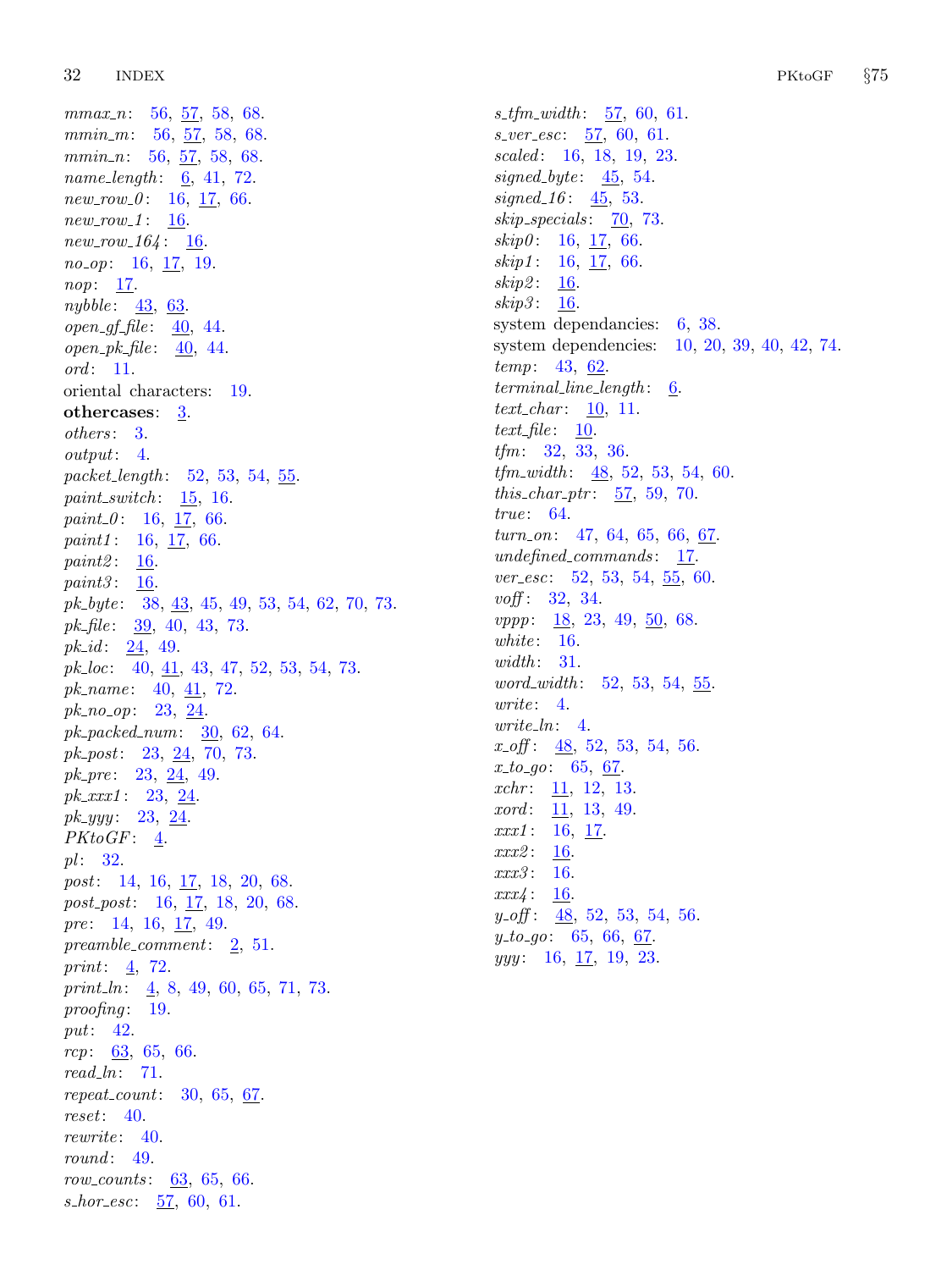*mmax_n*: 56, 57, 58, 68.
*mmin_m*: 56, 57, 58, 68.
*mmin_n*: 56, 57, 58, 68.
*name_length*: 6, 41, 72.
*new_row_0*: 16, 17, 66.
*new_row_1*: 16.
*new_row_164*: 16.
*no_op*: 16, 17, 19.
*nop*: 17.
*nybble*: 43, 63.
*open_gf_file*: 40, 44.
*open_pk_file*: 40, 44.
*ord*: 11.
oriental characters: 19.
**othercases**: 3.
*others*: 3.
*output*: 4.
*packet_length*: 52, 53, 54, 55.
*paint_switch*: 15, 16.
*paint_0*: 16, 17, 66.
*paint1*: 16, 17, 66.
*paint2*: 16.
*paint3*: 16.
*pk_byte*: 38, 43, 45, 49, 53, 54, 62, 70, 73.
*pk_file*: 39, 40, 43, 73.
*pk_id*: 24, 49.
*pk_loc*: 40, 41, 43, 47, 52, 53, 54, 73.
*pk_name*: 40, 41, 72.
*pk_no_op*: 23, 24.
*pk_packed_num*: 30, 62, 64.
*pk_post*: 23, 24, 70, 73.
*pk_pre*: 23, 24, 49.
*pk_xxx1*: 23, 24.
*pk_yyy*: 23, 24.
*PKtoGF*: 4.
*pl*: 32.
*post*: 14, 16, 17, 18, 20, 68.
*post_post*: 16, 17, 18, 20, 68.
*pre*: 14, 16, 17, 49.
*preamble_comment*: 2, 51.
*print*: 4, 72.
*print_ln*: 4, 8, 49, 60, 65, 71, 73.
*proofing*: 19.
*put*: 42.
*rcp*: 63, 65, 66.
*read_ln*: 71.
*repeat_count*: 30, 65, 67.
*reset*: 40.
*rewrite*: 40.
*round*: 49.
*row_counts*: 63, 65, 66.
*s_hor_esc*: 57, 60, 61.
*s_tfm_width*: 57, 60, 61.
*s_ver_esc*: 57, 60, 61.
*scaled*: 16, 18, 19, 23.
*signed_byte*: 45, 54.
*signed_16*: 45, 53.
*skip_specials*: 70, 73.
*skip0*: 16, 17, 66.
*skip1*: 16, 17, 66.
*skip2*: 16.
*skip3*: 16.
system dependancies: 6, 38.
system dependencies: 10, 20, 39, 40, 42, 74.
*temp*: 43, 62.
*terminal_line_length*: 6.
*text_char*: 10, 11.
*text_file*: 10.
*tfm*: 32, 33, 36.
*tfm_width*: 48, 52, 53, 54, 60.
*this_char_ptr*: 57, 59, 70.
*true*: 64.
*turn_on*: 47, 64, 65, 66, 67.
*undefined_commands*: 17.
*ver_esc*: 52, 53, 54, 55, 60.
*voff*: 32, 34.
*vppp*: 18, 23, 49, 50, 68.
*white*: 16.
*width*: 31.
*word_width*: 52, 53, 54, 55.
*write*: 4.
*write_ln*: 4.
*x_off*: 48, 52, 53, 54, 56.
*x_to_go*: 65, 67.
*xchr*: 11, 12, 13.
*xord*: 11, 13, 49.
*xxx1*: 16, 17.
*xxx2*: 16.
*xxx3*: 16.
*xxx4*: 16.
*y_off*: 48, 52, 53, 54, 56.
*y_to_go*: 65, 66, 67.
*yyy*: 16, 17, 19, 23.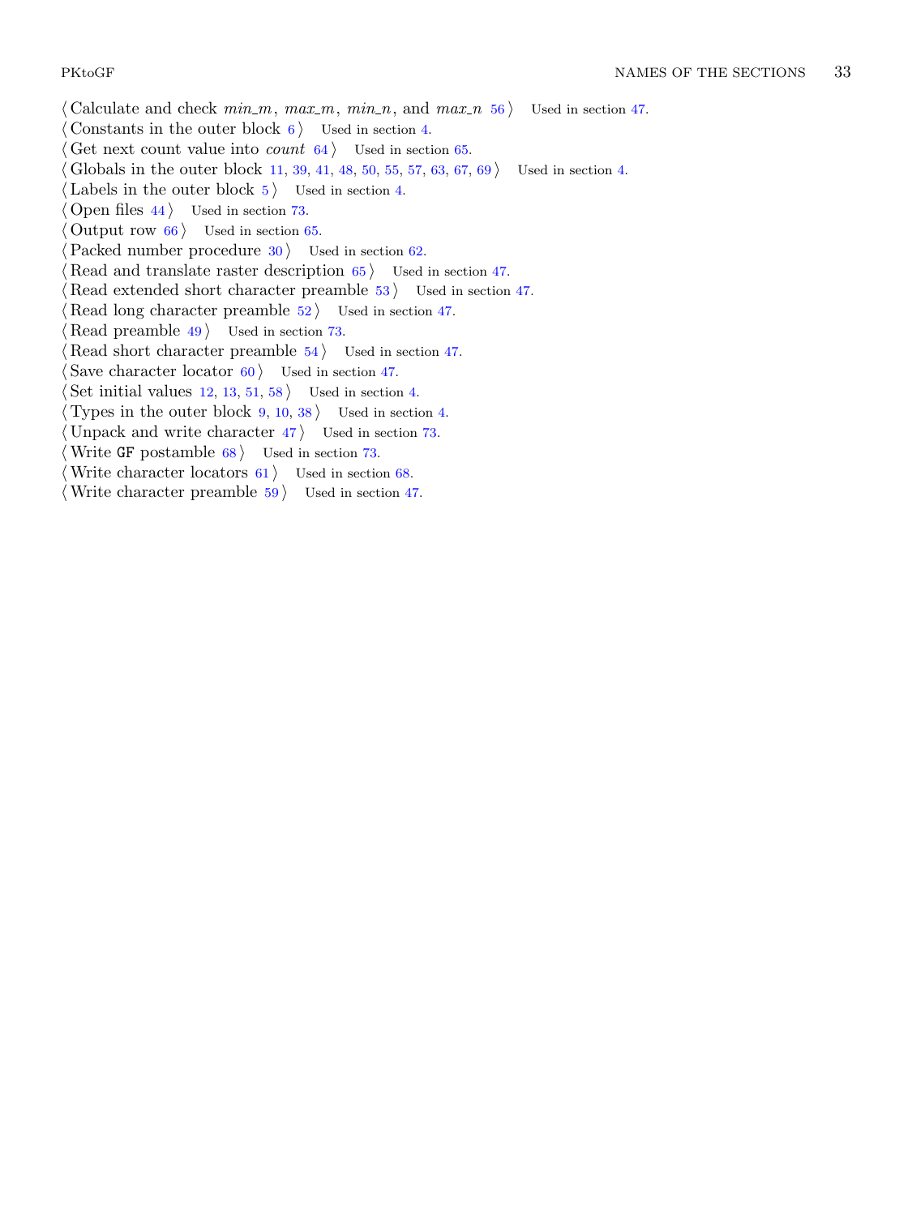⟨ Calculate and check $min\_m$, $max\_m$, $min\_n$, and $max\_n$ 56 ⟩ Used in section 47.
⟨ Constants in the outer block 6 ⟩ Used in section 4.
⟨ Get next count value into *count* 64 ⟩ Used in section 65.
⟨ Globals in the outer block 11, 39, 41, 48, 50, 55, 57, 63, 67, 69 ⟩ Used in section 4.
⟨ Labels in the outer block 5 ⟩ Used in section 4.
⟨ Open files 44 ⟩ Used in section 73.
⟨ Output row 66 ⟩ Used in section 65.
⟨ Packed number procedure 30 ⟩ Used in section 62.
⟨ Read and translate raster description 65 ⟩ Used in section 47.
⟨ Read extended short character preamble 53 ⟩ Used in section 47.
⟨ Read long character preamble 52 ⟩ Used in section 47.
⟨ Read preamble 49 ⟩ Used in section 73.
⟨ Read short character preamble 54 ⟩ Used in section 47.
⟨ Save character locator 60 ⟩ Used in section 47.
⟨ Set initial values 12, 13, 51, 58 ⟩ Used in section 4.
⟨ Types in the outer block 9, 10, 38 ⟩ Used in section 4.
⟨ Unpack and write character 47 ⟩ Used in section 73.
⟨ Write GF postamble 68 ⟩ Used in section 73.
⟨ Write character locators 61 ⟩ Used in section 68.
⟨ Write character preamble 59 ⟩ Used in section 47.